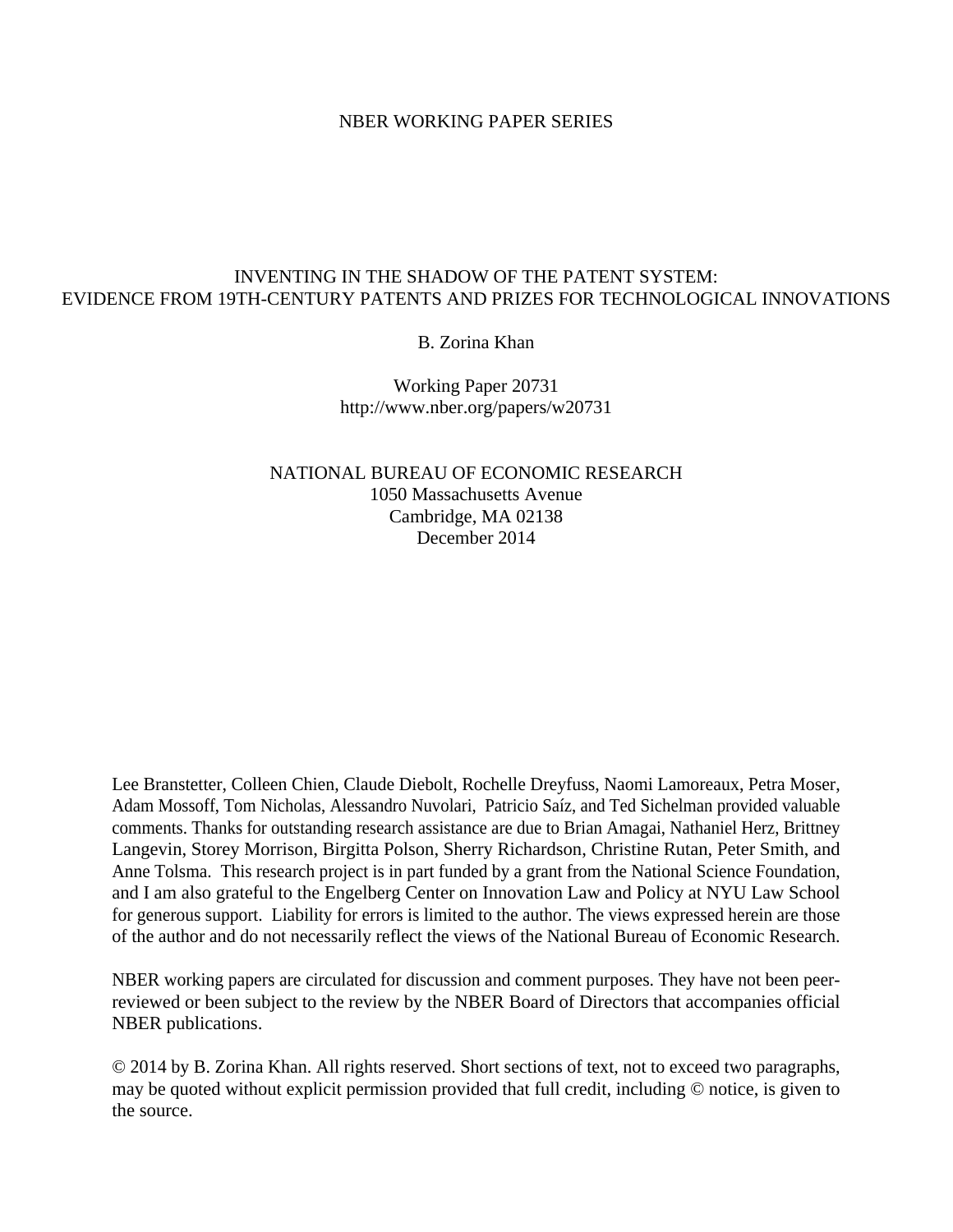NBER WORKING PAPER SERIES

# INVENTING IN THE SHADOW OF THE PATENT SYSTEM: EVIDENCE FROM 19TH-CENTURY PATENTS AND PRIZES FOR TECHNOLOGICAL INNOVATIONS

B. Zorina Khan

Working Paper 20731
http://www.nber.org/papers/w20731

NATIONAL BUREAU OF ECONOMIC RESEARCH
1050 Massachusetts Avenue
Cambridge, MA 02138
December 2014

Lee Branstetter, Colleen Chien, Claude Diebolt, Rochelle Dreyfuss, Naomi Lamoreaux, Petra Moser, Adam Mossoff, Tom Nicholas, Alessandro Nuvolari, Patricio Saíz, and Ted Sichelman provided valuable comments. Thanks for outstanding research assistance are due to Brian Amagai, Nathaniel Herz, Brittney Langevin, Storey Morrison, Birgitta Polson, Sherry Richardson, Christine Rutan, Peter Smith, and Anne Tolsma. This research project is in part funded by a grant from the National Science Foundation, and I am also grateful to the Engelberg Center on Innovation Law and Policy at NYU Law School for generous support. Liability for errors is limited to the author. The views expressed herein are those of the author and do not necessarily reflect the views of the National Bureau of Economic Research.

NBER working papers are circulated for discussion and comment purposes. They have not been peer-reviewed or been subject to the review by the NBER Board of Directors that accompanies official NBER publications.

© 2014 by B. Zorina Khan. All rights reserved. Short sections of text, not to exceed two paragraphs, may be quoted without explicit permission provided that full credit, including © notice, is given to the source.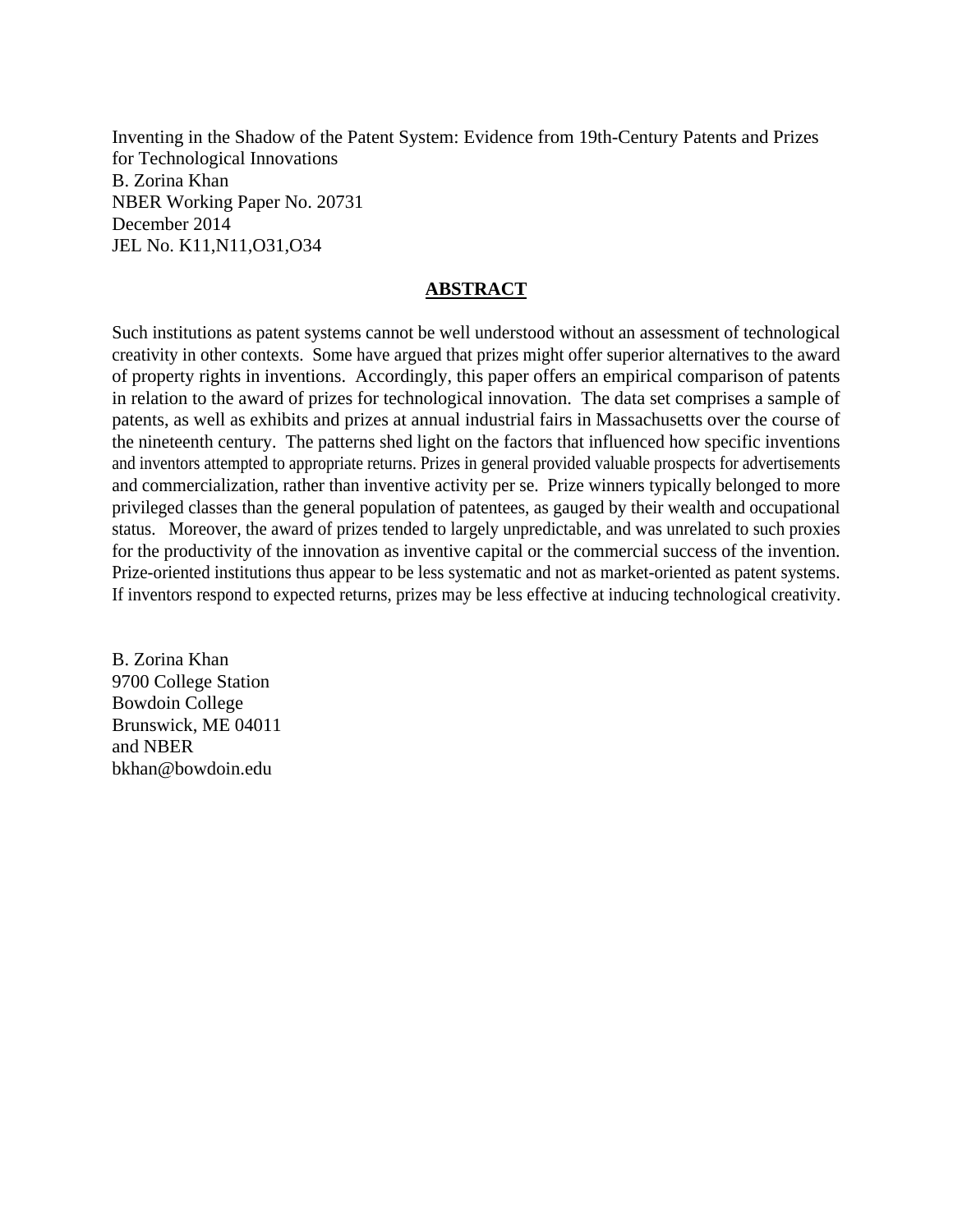Inventing in the Shadow of the Patent System: Evidence from 19th-Century Patents and Prizes for Technological Innovations
B. Zorina Khan
NBER Working Paper No. 20731
December 2014
JEL No. K11,N11,O31,O34

## ABSTRACT

Such institutions as patent systems cannot be well understood without an assessment of technological creativity in other contexts. Some have argued that prizes might offer superior alternatives to the award of property rights in inventions. Accordingly, this paper offers an empirical comparison of patents in relation to the award of prizes for technological innovation. The data set comprises a sample of patents, as well as exhibits and prizes at annual industrial fairs in Massachusetts over the course of the nineteenth century. The patterns shed light on the factors that influenced how specific inventions and inventors attempted to appropriate returns. Prizes in general provided valuable prospects for advertisements and commercialization, rather than inventive activity per se. Prize winners typically belonged to more privileged classes than the general population of patentees, as gauged by their wealth and occupational status. Moreover, the award of prizes tended to largely unpredictable, and was unrelated to such proxies for the productivity of the innovation as inventive capital or the commercial success of the invention. Prize-oriented institutions thus appear to be less systematic and not as market-oriented as patent systems. If inventors respond to expected returns, prizes may be less effective at inducing technological creativity.

B. Zorina Khan
9700 College Station
Bowdoin College
Brunswick, ME 04011
and NBER
bkhan@bowdoin.edu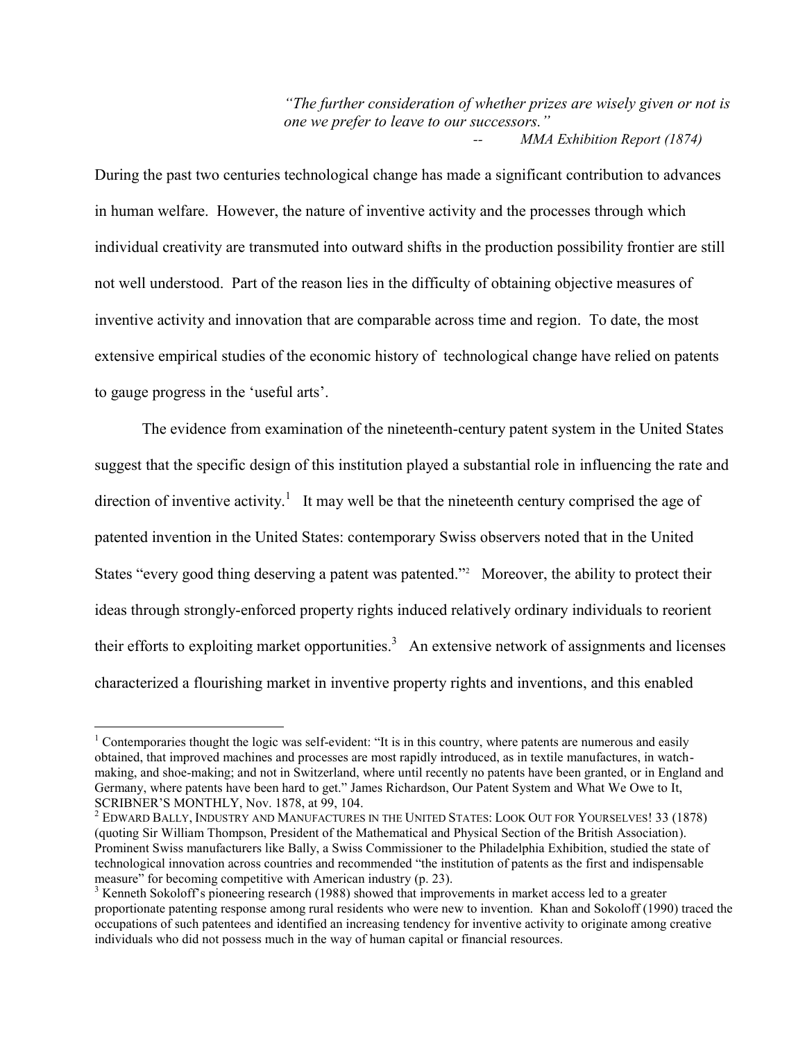> *"The further consideration of whether prizes are wisely given or not is one we prefer to leave to our successors."*
> -- *MMA Exhibition Report (1874)*

During the past two centuries technological change has made a significant contribution to advances in human welfare. However, the nature of inventive activity and the processes through which individual creativity are transmuted into outward shifts in the production possibility frontier are still not well understood. Part of the reason lies in the difficulty of obtaining objective measures of inventive activity and innovation that are comparable across time and region. To date, the most extensive empirical studies of the economic history of technological change have relied on patents to gauge progress in the 'useful arts'.

The evidence from examination of the nineteenth-century patent system in the United States suggest that the specific design of this institution played a substantial role in influencing the rate and direction of inventive activity.[1] It may well be that the nineteenth century comprised the age of patented invention in the United States: contemporary Swiss observers noted that in the United States "every good thing deserving a patent was patented."[2] Moreover, the ability to protect their ideas through strongly-enforced property rights induced relatively ordinary individuals to reorient their efforts to exploiting market opportunities.[3] An extensive network of assignments and licenses characterized a flourishing market in inventive property rights and inventions, and this enabled

---

[1] Contemporaries thought the logic was self-evident: "It is in this country, where patents are numerous and easily obtained, that improved machines and processes are most rapidly introduced, as in textile manufactures, in watch-making, and shoe-making; and not in Switzerland, where until recently no patents have been granted, or in England and Germany, where patents have been hard to get." James Richardson, Our Patent System and What We Owe to It, SCRIBNER'S MONTHLY, Nov. 1878, at 99, 104.

[2] EDWARD BALLY, INDUSTRY AND MANUFACTURES IN THE UNITED STATES: LOOK OUT FOR YOURSELVES! 33 (1878) (quoting Sir William Thompson, President of the Mathematical and Physical Section of the British Association). Prominent Swiss manufacturers like Bally, a Swiss Commissioner to the Philadelphia Exhibition, studied the state of technological innovation across countries and recommended "the institution of patents as the first and indispensable measure" for becoming competitive with American industry (p. 23).

[3] Kenneth Sokoloff's pioneering research (1988) showed that improvements in market access led to a greater proportionate patenting response among rural residents who were new to invention. Khan and Sokoloff (1990) traced the occupations of such patentees and identified an increasing tendency for inventive activity to originate among creative individuals who did not possess much in the way of human capital or financial resources.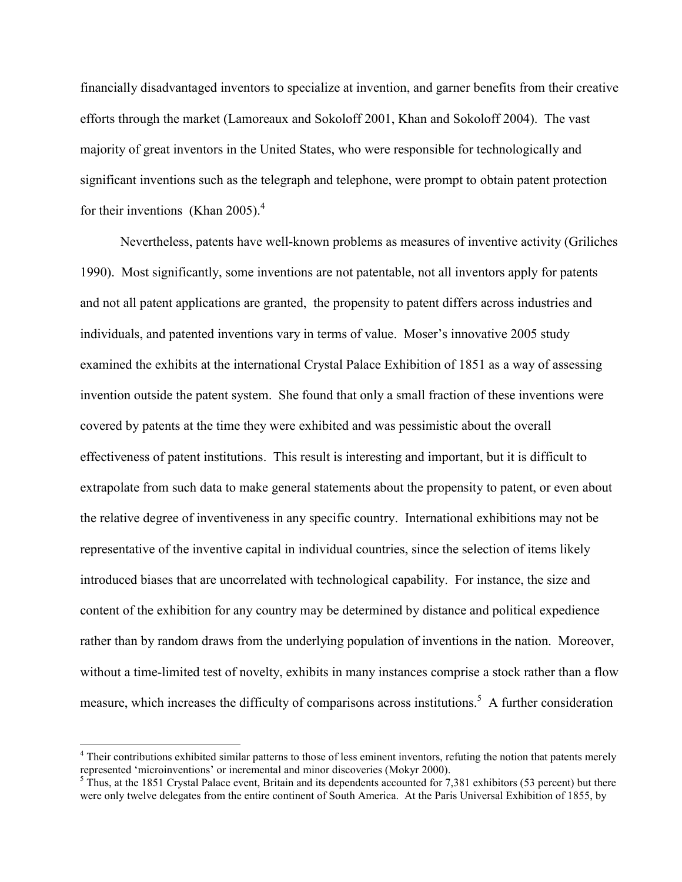financially disadvantaged inventors to specialize at invention, and garner benefits from their creative efforts through the market (Lamoreaux and Sokoloff 2001, Khan and Sokoloff 2004). The vast majority of great inventors in the United States, who were responsible for technologically and significant inventions such as the telegraph and telephone, were prompt to obtain patent protection for their inventions (Khan 2005).[4]

Nevertheless, patents have well-known problems as measures of inventive activity (Griliches 1990). Most significantly, some inventions are not patentable, not all inventors apply for patents and not all patent applications are granted, the propensity to patent differs across industries and individuals, and patented inventions vary in terms of value. Moser's innovative 2005 study examined the exhibits at the international Crystal Palace Exhibition of 1851 as a way of assessing invention outside the patent system. She found that only a small fraction of these inventions were covered by patents at the time they were exhibited and was pessimistic about the overall effectiveness of patent institutions. This result is interesting and important, but it is difficult to extrapolate from such data to make general statements about the propensity to patent, or even about the relative degree of inventiveness in any specific country. International exhibitions may not be representative of the inventive capital in individual countries, since the selection of items likely introduced biases that are uncorrelated with technological capability. For instance, the size and content of the exhibition for any country may be determined by distance and political expedience rather than by random draws from the underlying population of inventions in the nation. Moreover, without a time-limited test of novelty, exhibits in many instances comprise a stock rather than a flow measure, which increases the difficulty of comparisons across institutions.[5] A further consideration

---

[4] Their contributions exhibited similar patterns to those of less eminent inventors, refuting the notion that patents merely represented 'microinventions' or incremental and minor discoveries (Mokyr 2000).

[5] Thus, at the 1851 Crystal Palace event, Britain and its dependents accounted for 7,381 exhibitors (53 percent) but there were only twelve delegates from the entire continent of South America. At the Paris Universal Exhibition of 1855, by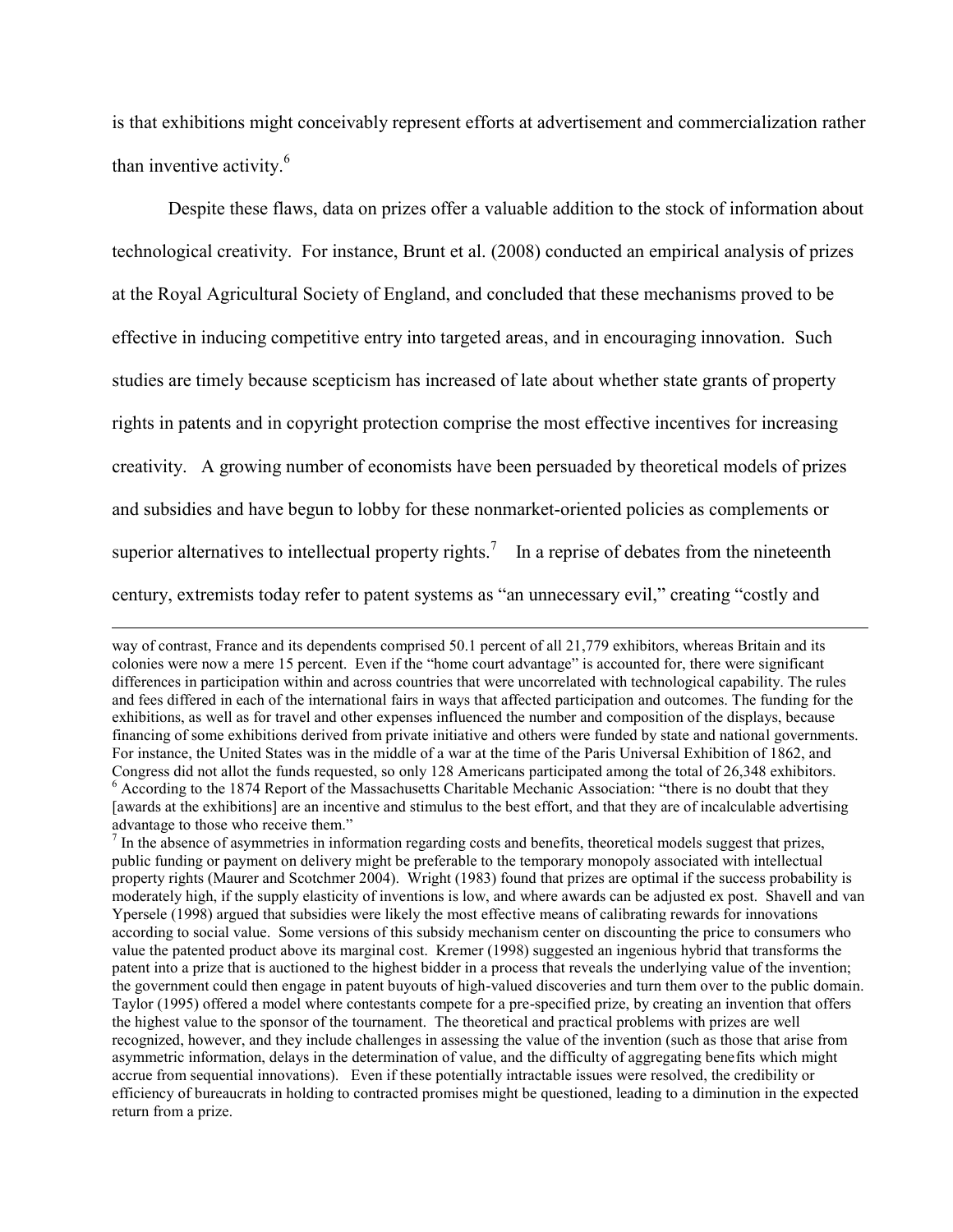is that exhibitions might conceivably represent efforts at advertisement and commercialization rather than inventive activity.[6]

Despite these flaws, data on prizes offer a valuable addition to the stock of information about technological creativity. For instance, Brunt et al. (2008) conducted an empirical analysis of prizes at the Royal Agricultural Society of England, and concluded that these mechanisms proved to be effective in inducing competitive entry into targeted areas, and in encouraging innovation. Such studies are timely because scepticism has increased of late about whether state grants of property rights in patents and in copyright protection comprise the most effective incentives for increasing creativity. A growing number of economists have been persuaded by theoretical models of prizes and subsidies and have begun to lobby for these nonmarket-oriented policies as complements or superior alternatives to intellectual property rights.[7] In a reprise of debates from the nineteenth century, extremists today refer to patent systems as "an unnecessary evil," creating "costly and

---

way of contrast, France and its dependents comprised 50.1 percent of all 21,779 exhibitors, whereas Britain and its colonies were now a mere 15 percent. Even if the "home court advantage" is accounted for, there were significant differences in participation within and across countries that were uncorrelated with technological capability. The rules and fees differed in each of the international fairs in ways that affected participation and outcomes. The funding for the exhibitions, as well as for travel and other expenses influenced the number and composition of the displays, because financing of some exhibitions derived from private initiative and others were funded by state and national governments. For instance, the United States was in the middle of a war at the time of the Paris Universal Exhibition of 1862, and Congress did not allot the funds requested, so only 128 Americans participated among the total of 26,348 exhibitors.

[6] According to the 1874 Report of the Massachusetts Charitable Mechanic Association: "there is no doubt that they [awards at the exhibitions] are an incentive and stimulus to the best effort, and that they are of incalculable advertising advantage to those who receive them."

[7] In the absence of asymmetries in information regarding costs and benefits, theoretical models suggest that prizes, public funding or payment on delivery might be preferable to the temporary monopoly associated with intellectual property rights (Maurer and Scotchmer 2004). Wright (1983) found that prizes are optimal if the success probability is moderately high, if the supply elasticity of inventions is low, and where awards can be adjusted ex post. Shavell and van Ypersele (1998) argued that subsidies were likely the most effective means of calibrating rewards for innovations according to social value. Some versions of this subsidy mechanism center on discounting the price to consumers who value the patented product above its marginal cost. Kremer (1998) suggested an ingenious hybrid that transforms the patent into a prize that is auctioned to the highest bidder in a process that reveals the underlying value of the invention; the government could then engage in patent buyouts of high-valued discoveries and turn them over to the public domain. Taylor (1995) offered a model where contestants compete for a pre-specified prize, by creating an invention that offers the highest value to the sponsor of the tournament. The theoretical and practical problems with prizes are well recognized, however, and they include challenges in assessing the value of the invention (such as those that arise from asymmetric information, delays in the determination of value, and the difficulty of aggregating benefits which might accrue from sequential innovations). Even if these potentially intractable issues were resolved, the credibility or efficiency of bureaucrats in holding to contracted promises might be questioned, leading to a diminution in the expected return from a prize.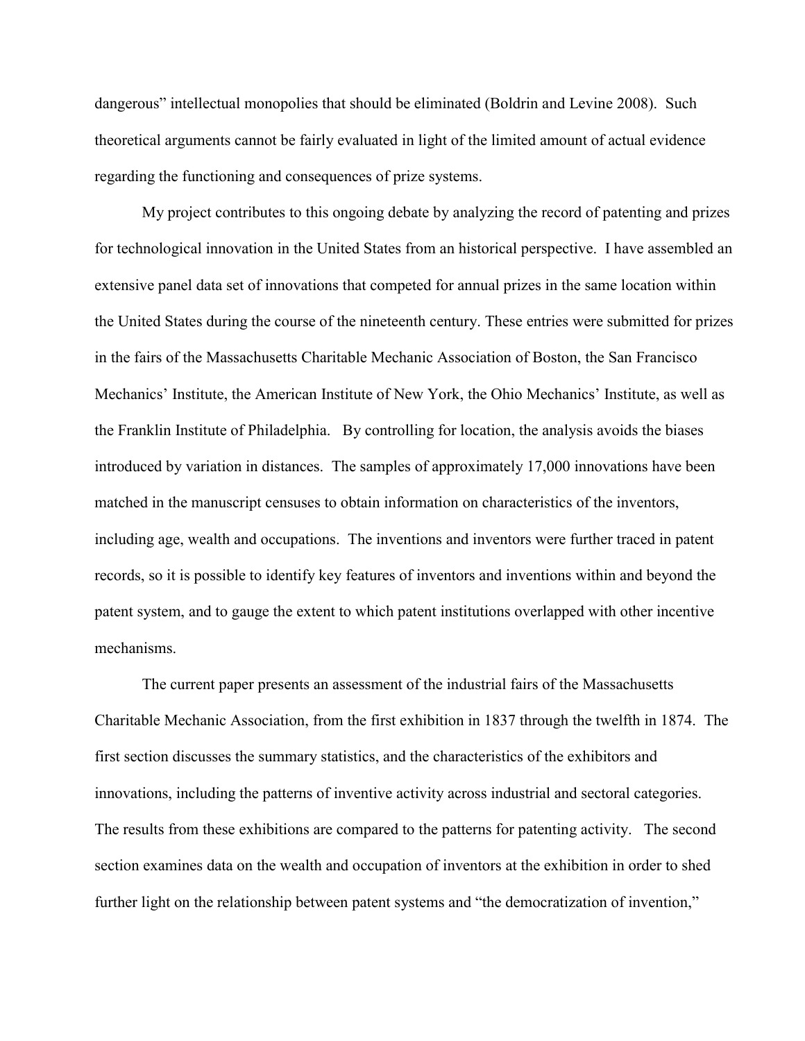dangerous" intellectual monopolies that should be eliminated (Boldrin and Levine 2008). Such theoretical arguments cannot be fairly evaluated in light of the limited amount of actual evidence regarding the functioning and consequences of prize systems.

My project contributes to this ongoing debate by analyzing the record of patenting and prizes for technological innovation in the United States from an historical perspective. I have assembled an extensive panel data set of innovations that competed for annual prizes in the same location within the United States during the course of the nineteenth century. These entries were submitted for prizes in the fairs of the Massachusetts Charitable Mechanic Association of Boston, the San Francisco Mechanics' Institute, the American Institute of New York, the Ohio Mechanics' Institute, as well as the Franklin Institute of Philadelphia. By controlling for location, the analysis avoids the biases introduced by variation in distances. The samples of approximately 17,000 innovations have been matched in the manuscript censuses to obtain information on characteristics of the inventors, including age, wealth and occupations. The inventions and inventors were further traced in patent records, so it is possible to identify key features of inventors and inventions within and beyond the patent system, and to gauge the extent to which patent institutions overlapped with other incentive mechanisms.

The current paper presents an assessment of the industrial fairs of the Massachusetts Charitable Mechanic Association, from the first exhibition in 1837 through the twelfth in 1874. The first section discusses the summary statistics, and the characteristics of the exhibitors and innovations, including the patterns of inventive activity across industrial and sectoral categories. The results from these exhibitions are compared to the patterns for patenting activity. The second section examines data on the wealth and occupation of inventors at the exhibition in order to shed further light on the relationship between patent systems and "the democratization of invention,"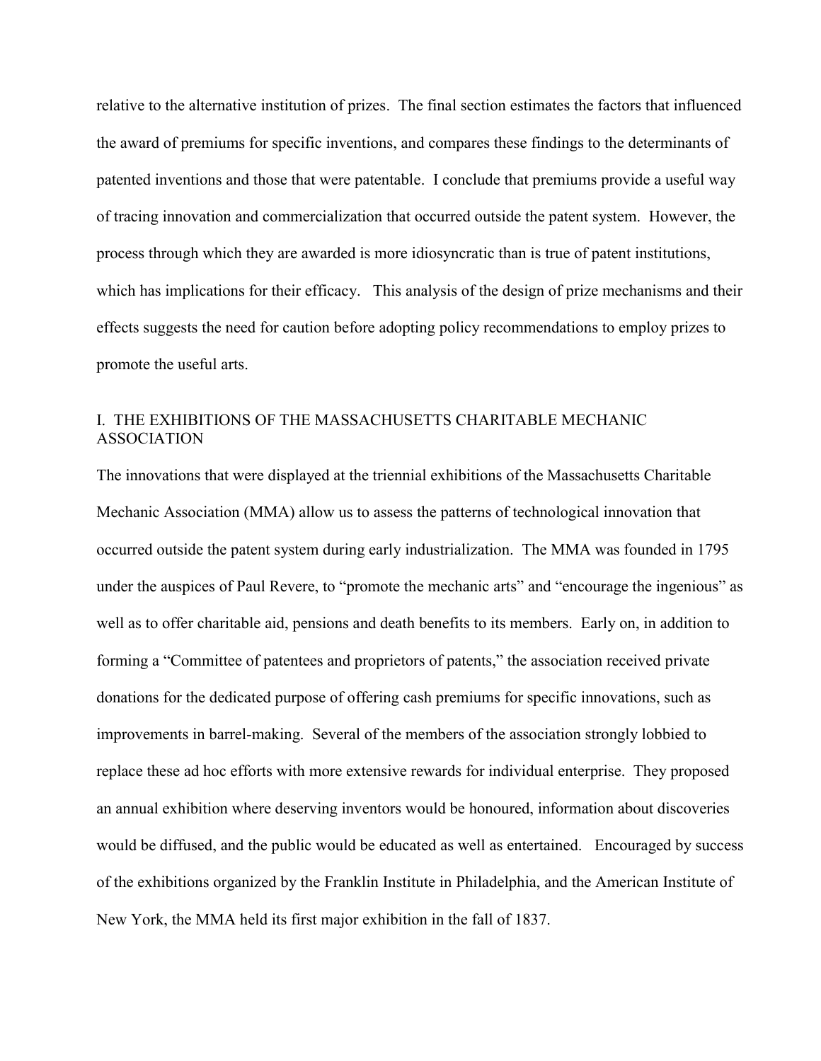relative to the alternative institution of prizes. The final section estimates the factors that influenced the award of premiums for specific inventions, and compares these findings to the determinants of patented inventions and those that were patentable. I conclude that premiums provide a useful way of tracing innovation and commercialization that occurred outside the patent system. However, the process through which they are awarded is more idiosyncratic than is true of patent institutions, which has implications for their efficacy. This analysis of the design of prize mechanisms and their effects suggests the need for caution before adopting policy recommendations to employ prizes to promote the useful arts.

## I. THE EXHIBITIONS OF THE MASSACHUSETTS CHARITABLE MECHANIC ASSOCIATION

The innovations that were displayed at the triennial exhibitions of the Massachusetts Charitable Mechanic Association (MMA) allow us to assess the patterns of technological innovation that occurred outside the patent system during early industrialization. The MMA was founded in 1795 under the auspices of Paul Revere, to "promote the mechanic arts" and "encourage the ingenious" as well as to offer charitable aid, pensions and death benefits to its members. Early on, in addition to forming a "Committee of patentees and proprietors of patents," the association received private donations for the dedicated purpose of offering cash premiums for specific innovations, such as improvements in barrel-making. Several of the members of the association strongly lobbied to replace these ad hoc efforts with more extensive rewards for individual enterprise. They proposed an annual exhibition where deserving inventors would be honoured, information about discoveries would be diffused, and the public would be educated as well as entertained. Encouraged by success of the exhibitions organized by the Franklin Institute in Philadelphia, and the American Institute of New York, the MMA held its first major exhibition in the fall of 1837.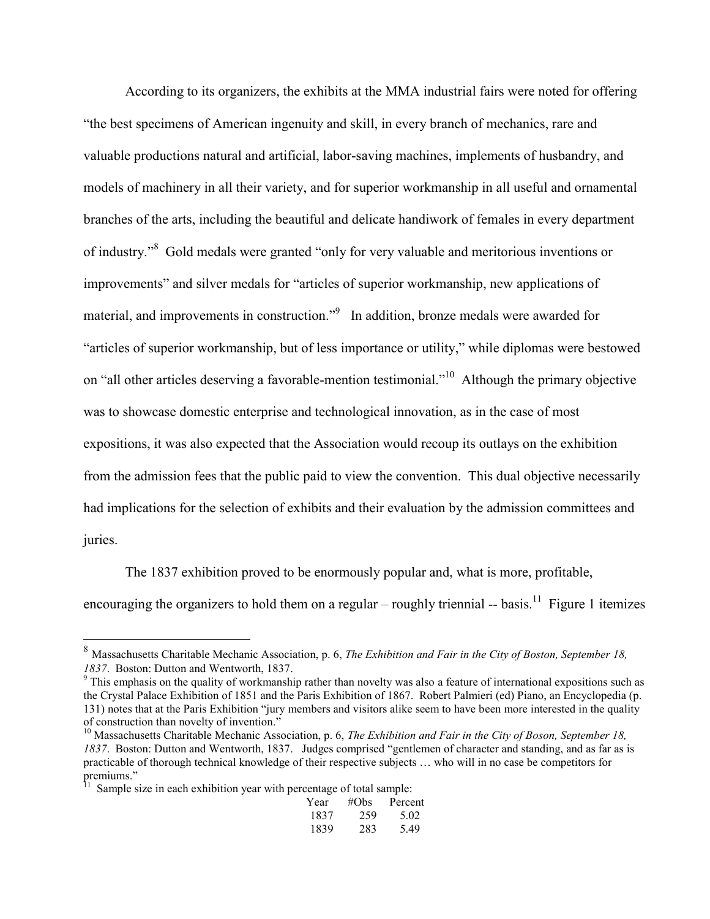According to its organizers, the exhibits at the MMA industrial fairs were noted for offering "the best specimens of American ingenuity and skill, in every branch of mechanics, rare and valuable productions natural and artificial, labor-saving machines, implements of husbandry, and models of machinery in all their variety, and for superior workmanship in all useful and ornamental branches of the arts, including the beautiful and delicate handiwork of females in every department of industry."[8] Gold medals were granted "only for very valuable and meritorious inventions or improvements" and silver medals for "articles of superior workmanship, new applications of material, and improvements in construction."[9] In addition, bronze medals were awarded for "articles of superior workmanship, but of less importance or utility," while diplomas were bestowed on "all other articles deserving a favorable-mention testimonial."[10] Although the primary objective was to showcase domestic enterprise and technological innovation, as in the case of most expositions, it was also expected that the Association would recoup its outlays on the exhibition from the admission fees that the public paid to view the convention. This dual objective necessarily had implications for the selection of exhibits and their evaluation by the admission committees and juries.

The 1837 exhibition proved to be enormously popular and, what is more, profitable, encouraging the organizers to hold them on a regular – roughly triennial -- basis.[11] Figure 1 itemizes

---

[8] Massachusetts Charitable Mechanic Association, p. 6, *The Exhibition and Fair in the City of Boston, September 18, 1837*. Boston: Dutton and Wentworth, 1837.

[9] This emphasis on the quality of workmanship rather than novelty was also a feature of international expositions such as the Crystal Palace Exhibition of 1851 and the Paris Exhibition of 1867. Robert Palmieri (ed) Piano, an Encyclopedia (p. 131) notes that at the Paris Exhibition "jury members and visitors alike seem to have been more interested in the quality of construction than novelty of invention."

[10] Massachusetts Charitable Mechanic Association, p. 6, *The Exhibition and Fair in the City of Boson, September 18, 1837*. Boston: Dutton and Wentworth, 1837. Judges comprised "gentlemen of character and standing, and as far as is practicable of thorough technical knowledge of their respective subjects … who will in no case be competitors for premiums."

[11] Sample size in each exhibition year with percentage of total sample:

| Year | #Obs | Percent |
|---|---|---|
| 1837 | 259 | 5.02 |
| 1839 | 283 | 5.49 |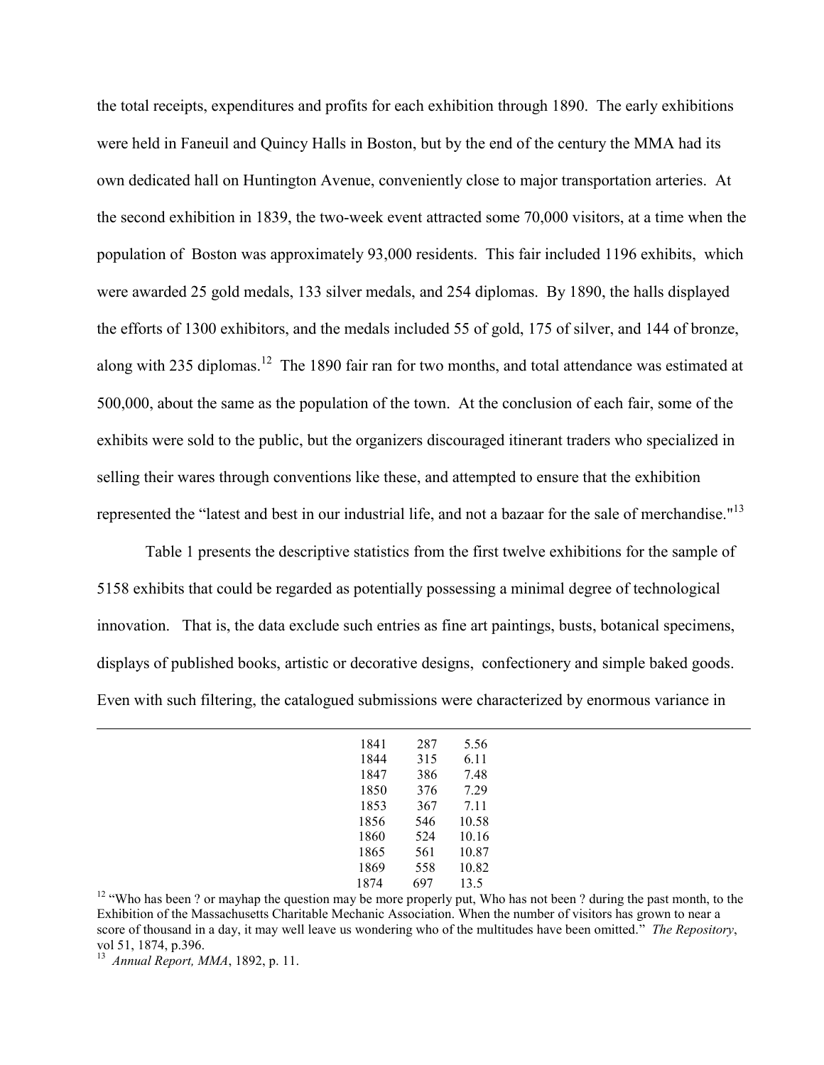the total receipts, expenditures and profits for each exhibition through 1890. The early exhibitions were held in Faneuil and Quincy Halls in Boston, but by the end of the century the MMA had its own dedicated hall on Huntington Avenue, conveniently close to major transportation arteries. At the second exhibition in 1839, the two-week event attracted some 70,000 visitors, at a time when the population of Boston was approximately 93,000 residents. This fair included 1196 exhibits, which were awarded 25 gold medals, 133 silver medals, and 254 diplomas. By 1890, the halls displayed the efforts of 1300 exhibitors, and the medals included 55 of gold, 175 of silver, and 144 of bronze, along with 235 diplomas.[12] The 1890 fair ran for two months, and total attendance was estimated at 500,000, about the same as the population of the town. At the conclusion of each fair, some of the exhibits were sold to the public, but the organizers discouraged itinerant traders who specialized in selling their wares through conventions like these, and attempted to ensure that the exhibition represented the "latest and best in our industrial life, and not a bazaar for the sale of merchandise."[13]

Table 1 presents the descriptive statistics from the first twelve exhibitions for the sample of 5158 exhibits that could be regarded as potentially possessing a minimal degree of technological innovation. That is, the data exclude such entries as fine art paintings, busts, botanical specimens, displays of published books, artistic or decorative designs, confectionery and simple baked goods. Even with such filtering, the catalogued submissions were characterized by enormous variance in

| | | |
|---|---|---|
| 1841 | 287 | 5.56 |
| 1844 | 315 | 6.11 |
| 1847 | 386 | 7.48 |
| 1850 | 376 | 7.29 |
| 1853 | 367 | 7.11 |
| 1856 | 546 | 10.58 |
| 1860 | 524 | 10.16 |
| 1865 | 561 | 10.87 |
| 1869 | 558 | 10.82 |
| 1874 | 697 | 13.5 |

[12] "Who has been ? or mayhap the question may be more properly put, Who has not been ? during the past month, to the Exhibition of the Massachusetts Charitable Mechanic Association. When the number of visitors has grown to near a score of thousand in a day, it may well leave us wondering who of the multitudes have been omitted." *The Repository*, vol 51, 1874, p.396.

[13] *Annual Report, MMA*, 1892, p. 11.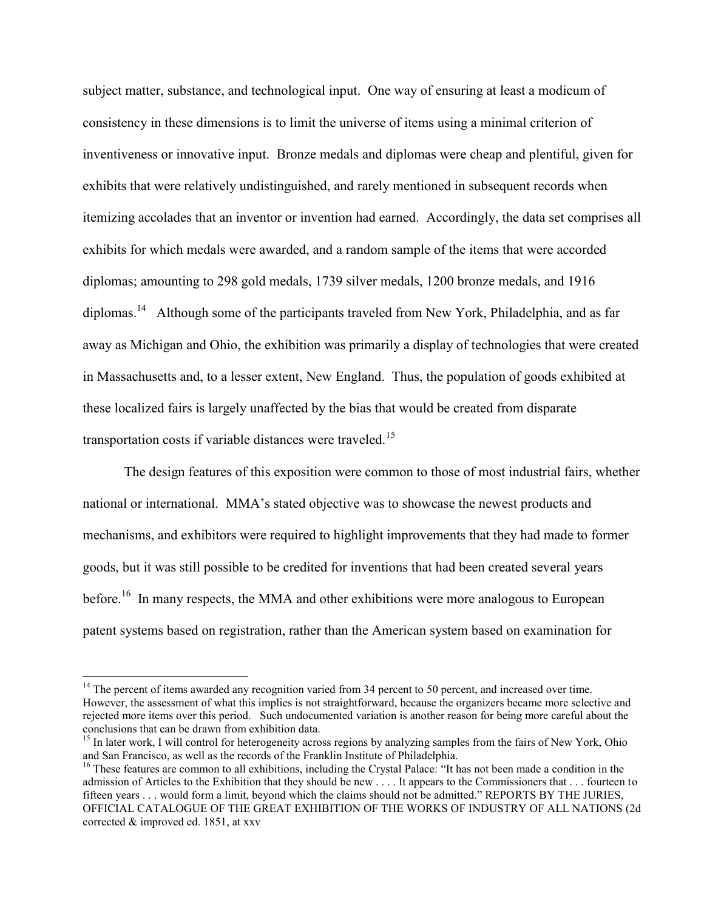subject matter, substance, and technological input. One way of ensuring at least a modicum of consistency in these dimensions is to limit the universe of items using a minimal criterion of inventiveness or innovative input. Bronze medals and diplomas were cheap and plentiful, given for exhibits that were relatively undistinguished, and rarely mentioned in subsequent records when itemizing accolades that an inventor or invention had earned. Accordingly, the data set comprises all exhibits for which medals were awarded, and a random sample of the items that were accorded diplomas; amounting to 298 gold medals, 1739 silver medals, 1200 bronze medals, and 1916 diplomas.[14] Although some of the participants traveled from New York, Philadelphia, and as far away as Michigan and Ohio, the exhibition was primarily a display of technologies that were created in Massachusetts and, to a lesser extent, New England. Thus, the population of goods exhibited at these localized fairs is largely unaffected by the bias that would be created from disparate transportation costs if variable distances were traveled.[15]

The design features of this exposition were common to those of most industrial fairs, whether national or international. MMA's stated objective was to showcase the newest products and mechanisms, and exhibitors were required to highlight improvements that they had made to former goods, but it was still possible to be credited for inventions that had been created several years before.[16] In many respects, the MMA and other exhibitions were more analogous to European patent systems based on registration, rather than the American system based on examination for

---

[14] The percent of items awarded any recognition varied from 34 percent to 50 percent, and increased over time. However, the assessment of what this implies is not straightforward, because the organizers became more selective and rejected more items over this period. Such undocumented variation is another reason for being more careful about the conclusions that can be drawn from exhibition data.

[15] In later work, I will control for heterogeneity across regions by analyzing samples from the fairs of New York, Ohio and San Francisco, as well as the records of the Franklin Institute of Philadelphia.

[16] These features are common to all exhibitions, including the Crystal Palace: "It has not been made a condition in the admission of Articles to the Exhibition that they should be new . . . . It appears to the Commissioners that . . . fourteen to fifteen years . . . would form a limit, beyond which the claims should not be admitted." REPORTS BY THE JURIES, OFFICIAL CATALOGUE OF THE GREAT EXHIBITION OF THE WORKS OF INDUSTRY OF ALL NATIONS (2d corrected & improved ed. 1851, at xxv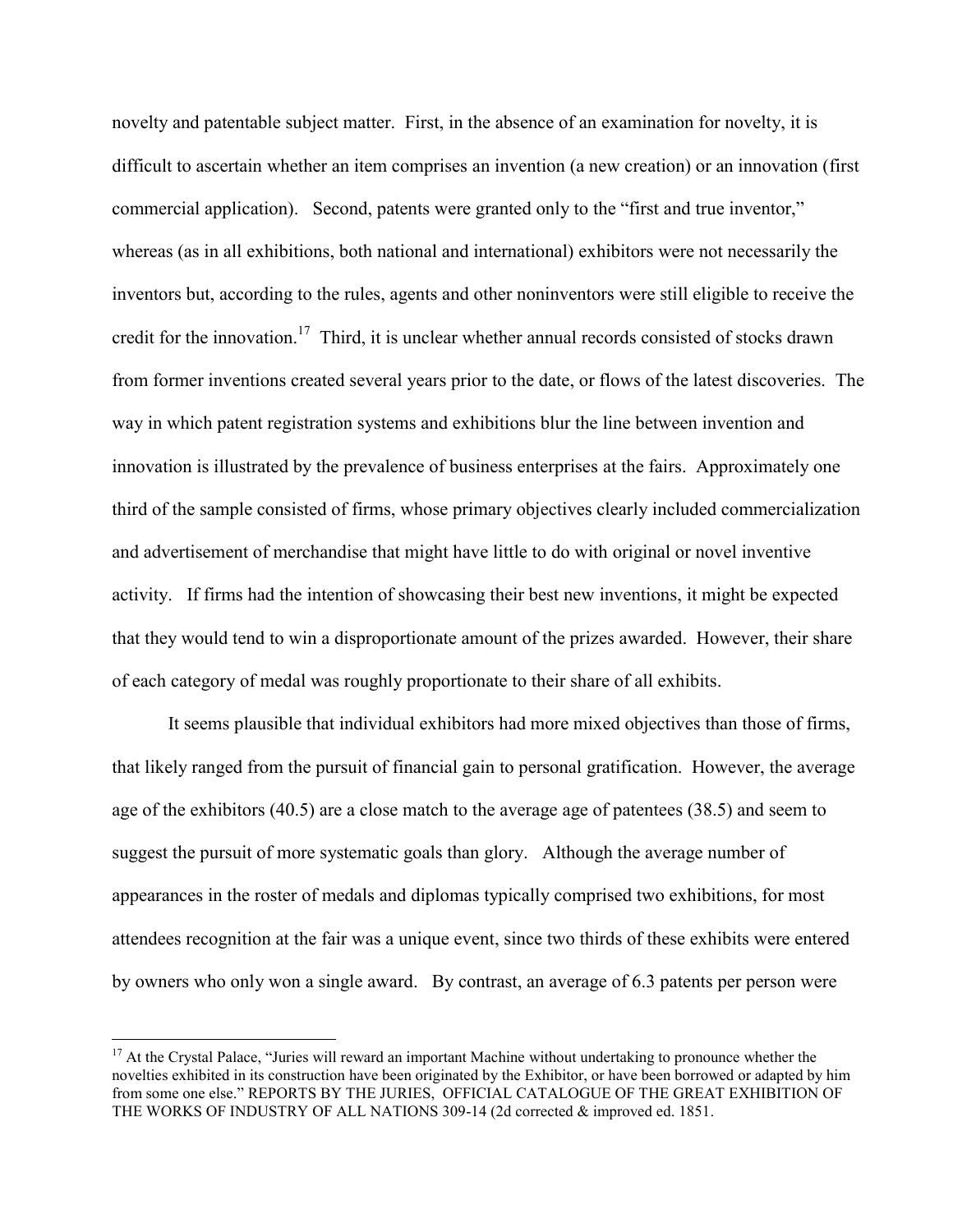novelty and patentable subject matter. First, in the absence of an examination for novelty, it is difficult to ascertain whether an item comprises an invention (a new creation) or an innovation (first commercial application). Second, patents were granted only to the "first and true inventor," whereas (as in all exhibitions, both national and international) exhibitors were not necessarily the inventors but, according to the rules, agents and other noninventors were still eligible to receive the credit for the innovation.[17] Third, it is unclear whether annual records consisted of stocks drawn from former inventions created several years prior to the date, or flows of the latest discoveries. The way in which patent registration systems and exhibitions blur the line between invention and innovation is illustrated by the prevalence of business enterprises at the fairs. Approximately one third of the sample consisted of firms, whose primary objectives clearly included commercialization and advertisement of merchandise that might have little to do with original or novel inventive activity. If firms had the intention of showcasing their best new inventions, it might be expected that they would tend to win a disproportionate amount of the prizes awarded. However, their share of each category of medal was roughly proportionate to their share of all exhibits.

It seems plausible that individual exhibitors had more mixed objectives than those of firms, that likely ranged from the pursuit of financial gain to personal gratification. However, the average age of the exhibitors (40.5) are a close match to the average age of patentees (38.5) and seem to suggest the pursuit of more systematic goals than glory. Although the average number of appearances in the roster of medals and diplomas typically comprised two exhibitions, for most attendees recognition at the fair was a unique event, since two thirds of these exhibits were entered by owners who only won a single award. By contrast, an average of 6.3 patents per person were

[17] At the Crystal Palace, "Juries will reward an important Machine without undertaking to pronounce whether the novelties exhibited in its construction have been originated by the Exhibitor, or have been borrowed or adapted by him from some one else." REPORTS BY THE JURIES, OFFICIAL CATALOGUE OF THE GREAT EXHIBITION OF THE WORKS OF INDUSTRY OF ALL NATIONS 309-14 (2d corrected & improved ed. 1851.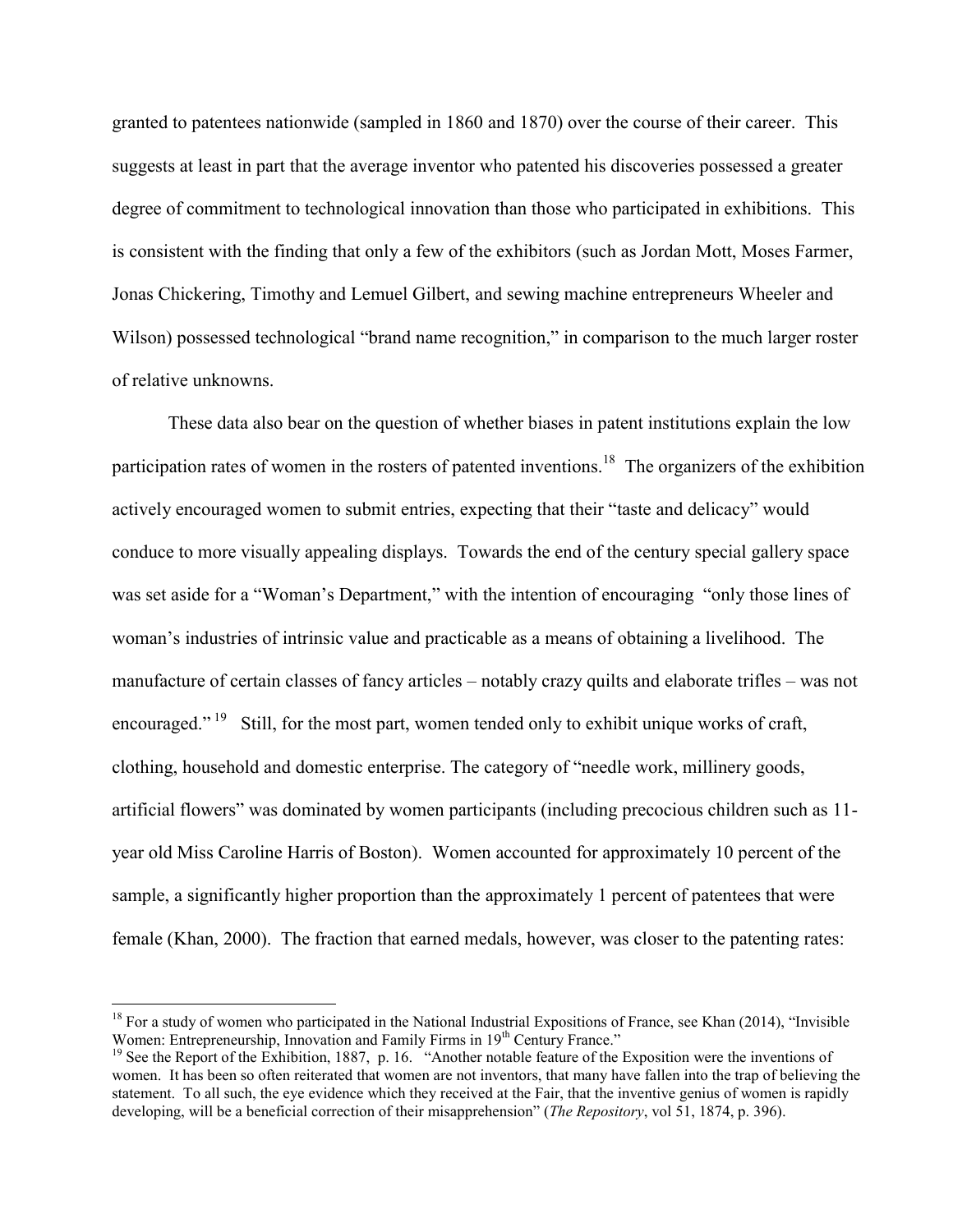granted to patentees nationwide (sampled in 1860 and 1870) over the course of their career. This suggests at least in part that the average inventor who patented his discoveries possessed a greater degree of commitment to technological innovation than those who participated in exhibitions. This is consistent with the finding that only a few of the exhibitors (such as Jordan Mott, Moses Farmer, Jonas Chickering, Timothy and Lemuel Gilbert, and sewing machine entrepreneurs Wheeler and Wilson) possessed technological "brand name recognition," in comparison to the much larger roster of relative unknowns.

These data also bear on the question of whether biases in patent institutions explain the low participation rates of women in the rosters of patented inventions.[18] The organizers of the exhibition actively encouraged women to submit entries, expecting that their "taste and delicacy" would conduce to more visually appealing displays. Towards the end of the century special gallery space was set aside for a "Woman's Department," with the intention of encouraging "only those lines of woman's industries of intrinsic value and practicable as a means of obtaining a livelihood. The manufacture of certain classes of fancy articles – notably crazy quilts and elaborate trifles – was not encouraged."[19] Still, for the most part, women tended only to exhibit unique works of craft, clothing, household and domestic enterprise. The category of "needle work, millinery goods, artificial flowers" was dominated by women participants (including precocious children such as 11-year old Miss Caroline Harris of Boston). Women accounted for approximately 10 percent of the sample, a significantly higher proportion than the approximately 1 percent of patentees that were female (Khan, 2000). The fraction that earned medals, however, was closer to the patenting rates:

---

[18] For a study of women who participated in the National Industrial Expositions of France, see Khan (2014), "Invisible Women: Entrepreneurship, Innovation and Family Firms in 19th Century France."

[19] See the Report of the Exhibition, 1887, p. 16. "Another notable feature of the Exposition were the inventions of women. It has been so often reiterated that women are not inventors, that many have fallen into the trap of believing the statement. To all such, the eye evidence which they received at the Fair, that the inventive genius of women is rapidly developing, will be a beneficial correction of their misapprehension" (*The Repository*, vol 51, 1874, p. 396).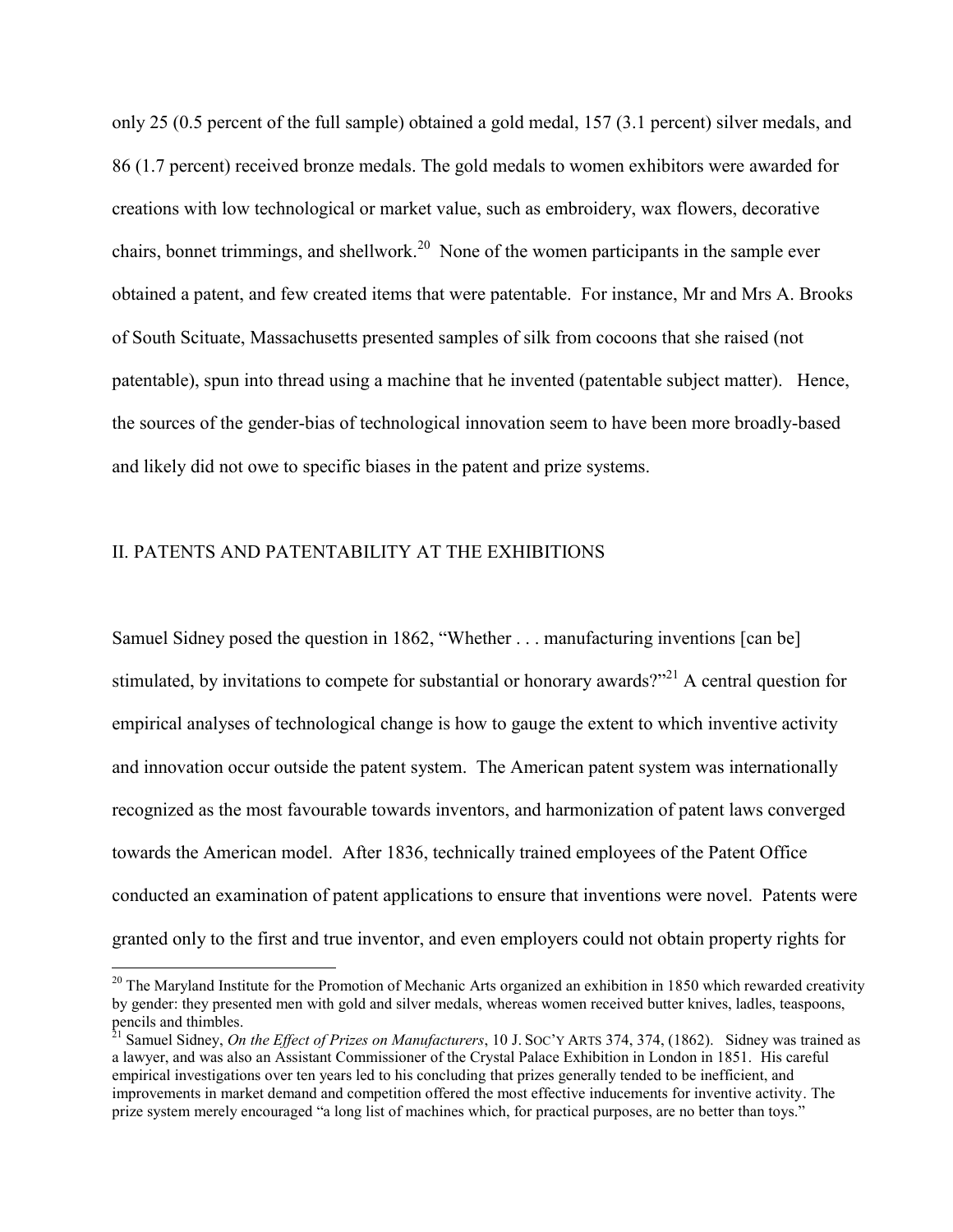only 25 (0.5 percent of the full sample) obtained a gold medal, 157 (3.1 percent) silver medals, and 86 (1.7 percent) received bronze medals. The gold medals to women exhibitors were awarded for creations with low technological or market value, such as embroidery, wax flowers, decorative chairs, bonnet trimmings, and shellwork.[20] None of the women participants in the sample ever obtained a patent, and few created items that were patentable. For instance, Mr and Mrs A. Brooks of South Scituate, Massachusetts presented samples of silk from cocoons that she raised (not patentable), spun into thread using a machine that he invented (patentable subject matter). Hence, the sources of the gender-bias of technological innovation seem to have been more broadly-based and likely did not owe to specific biases in the patent and prize systems.

## II. PATENTS AND PATENTABILITY AT THE EXHIBITIONS

Samuel Sidney posed the question in 1862, "Whether . . . manufacturing inventions [can be] stimulated, by invitations to compete for substantial or honorary awards?"[21] A central question for empirical analyses of technological change is how to gauge the extent to which inventive activity and innovation occur outside the patent system. The American patent system was internationally recognized as the most favourable towards inventors, and harmonization of patent laws converged towards the American model. After 1836, technically trained employees of the Patent Office conducted an examination of patent applications to ensure that inventions were novel. Patents were granted only to the first and true inventor, and even employers could not obtain property rights for

---

[20] The Maryland Institute for the Promotion of Mechanic Arts organized an exhibition in 1850 which rewarded creativity by gender: they presented men with gold and silver medals, whereas women received butter knives, ladles, teaspoons, pencils and thimbles.

[21] Samuel Sidney, *On the Effect of Prizes on Manufacturers*, 10 J. SOC'Y ARTS 374, 374, (1862). Sidney was trained as a lawyer, and was also an Assistant Commissioner of the Crystal Palace Exhibition in London in 1851. His careful empirical investigations over ten years led to his concluding that prizes generally tended to be inefficient, and improvements in market demand and competition offered the most effective inducements for inventive activity. The prize system merely encouraged "a long list of machines which, for practical purposes, are no better than toys."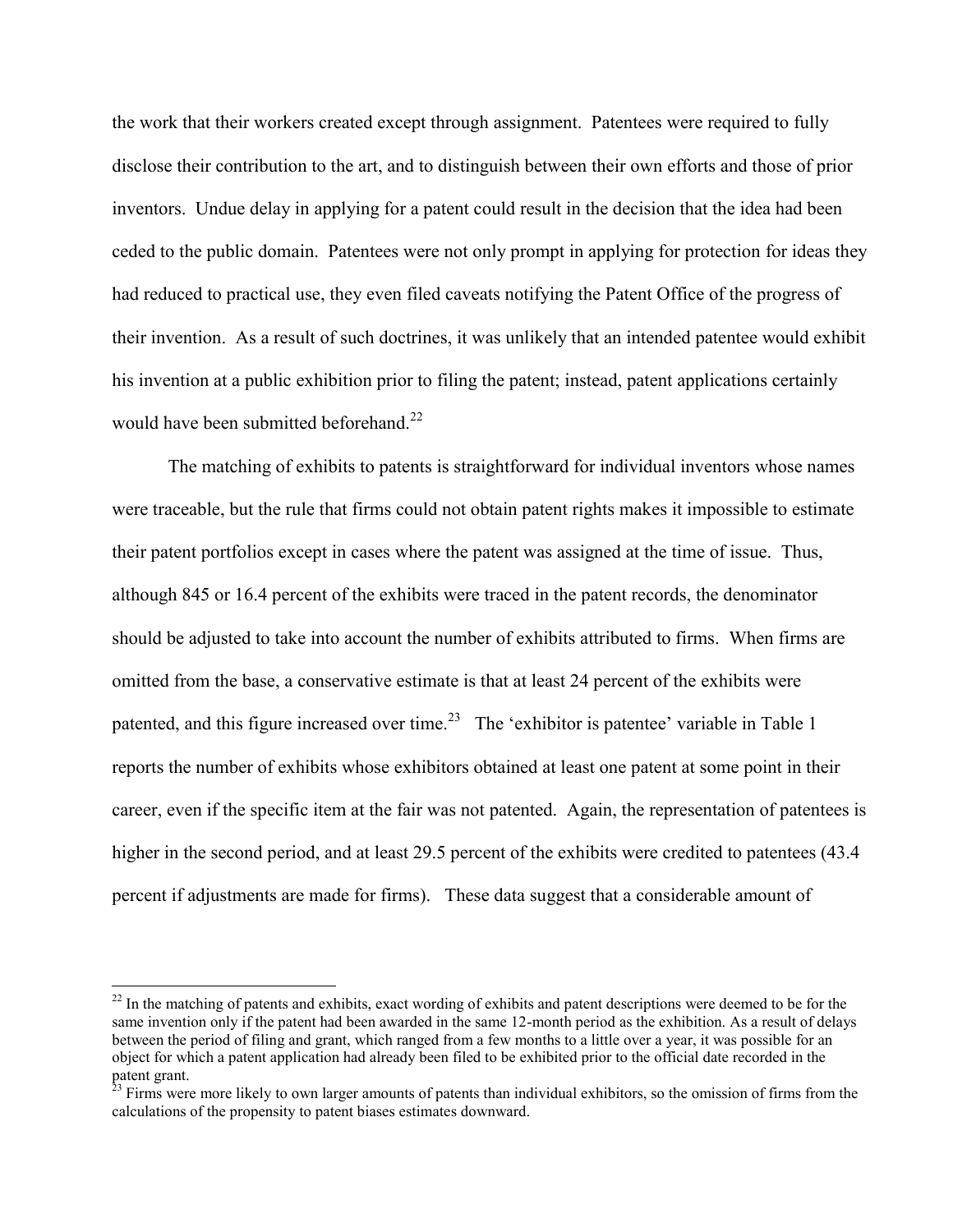the work that their workers created except through assignment. Patentees were required to fully disclose their contribution to the art, and to distinguish between their own efforts and those of prior inventors. Undue delay in applying for a patent could result in the decision that the idea had been ceded to the public domain. Patentees were not only prompt in applying for protection for ideas they had reduced to practical use, they even filed caveats notifying the Patent Office of the progress of their invention. As a result of such doctrines, it was unlikely that an intended patentee would exhibit his invention at a public exhibition prior to filing the patent; instead, patent applications certainly would have been submitted beforehand.[22]

The matching of exhibits to patents is straightforward for individual inventors whose names were traceable, but the rule that firms could not obtain patent rights makes it impossible to estimate their patent portfolios except in cases where the patent was assigned at the time of issue. Thus, although 845 or 16.4 percent of the exhibits were traced in the patent records, the denominator should be adjusted to take into account the number of exhibits attributed to firms. When firms are omitted from the base, a conservative estimate is that at least 24 percent of the exhibits were patented, and this figure increased over time.[23] The 'exhibitor is patentee' variable in Table 1 reports the number of exhibits whose exhibitors obtained at least one patent at some point in their career, even if the specific item at the fair was not patented. Again, the representation of patentees is higher in the second period, and at least 29.5 percent of the exhibits were credited to patentees (43.4 percent if adjustments are made for firms). These data suggest that a considerable amount of

---

[22] In the matching of patents and exhibits, exact wording of exhibits and patent descriptions were deemed to be for the same invention only if the patent had been awarded in the same 12-month period as the exhibition. As a result of delays between the period of filing and grant, which ranged from a few months to a little over a year, it was possible for an object for which a patent application had already been filed to be exhibited prior to the official date recorded in the patent grant.

[23] Firms were more likely to own larger amounts of patents than individual exhibitors, so the omission of firms from the calculations of the propensity to patent biases estimates downward.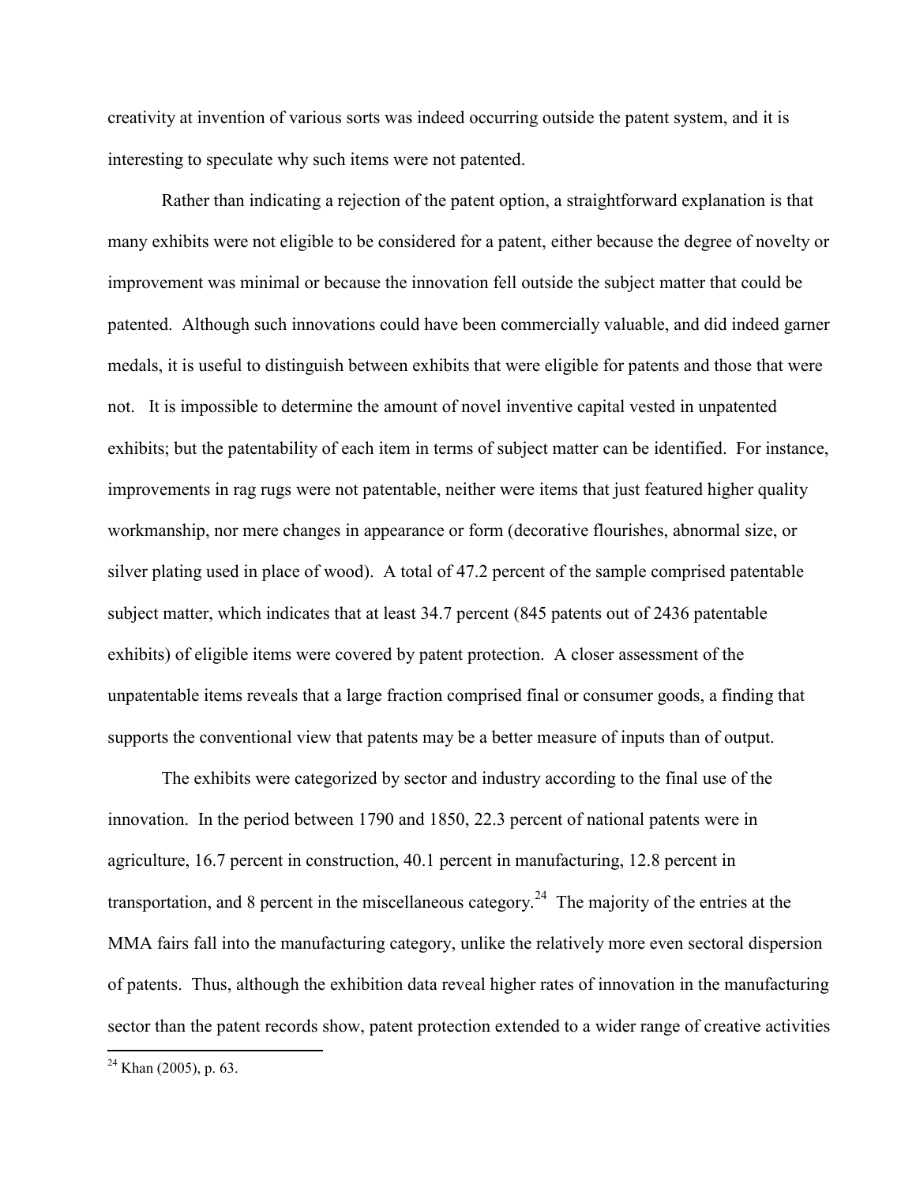creativity at invention of various sorts was indeed occurring outside the patent system, and it is interesting to speculate why such items were not patented.

Rather than indicating a rejection of the patent option, a straightforward explanation is that many exhibits were not eligible to be considered for a patent, either because the degree of novelty or improvement was minimal or because the innovation fell outside the subject matter that could be patented. Although such innovations could have been commercially valuable, and did indeed garner medals, it is useful to distinguish between exhibits that were eligible for patents and those that were not. It is impossible to determine the amount of novel inventive capital vested in unpatented exhibits; but the patentability of each item in terms of subject matter can be identified. For instance, improvements in rag rugs were not patentable, neither were items that just featured higher quality workmanship, nor mere changes in appearance or form (decorative flourishes, abnormal size, or silver plating used in place of wood). A total of 47.2 percent of the sample comprised patentable subject matter, which indicates that at least 34.7 percent (845 patents out of 2436 patentable exhibits) of eligible items were covered by patent protection. A closer assessment of the unpatentable items reveals that a large fraction comprised final or consumer goods, a finding that supports the conventional view that patents may be a better measure of inputs than of output.

The exhibits were categorized by sector and industry according to the final use of the innovation. In the period between 1790 and 1850, 22.3 percent of national patents were in agriculture, 16.7 percent in construction, 40.1 percent in manufacturing, 12.8 percent in transportation, and 8 percent in the miscellaneous category.[24] The majority of the entries at the MMA fairs fall into the manufacturing category, unlike the relatively more even sectoral dispersion of patents. Thus, although the exhibition data reveal higher rates of innovation in the manufacturing sector than the patent records show, patent protection extended to a wider range of creative activities

[24] Khan (2005), p. 63.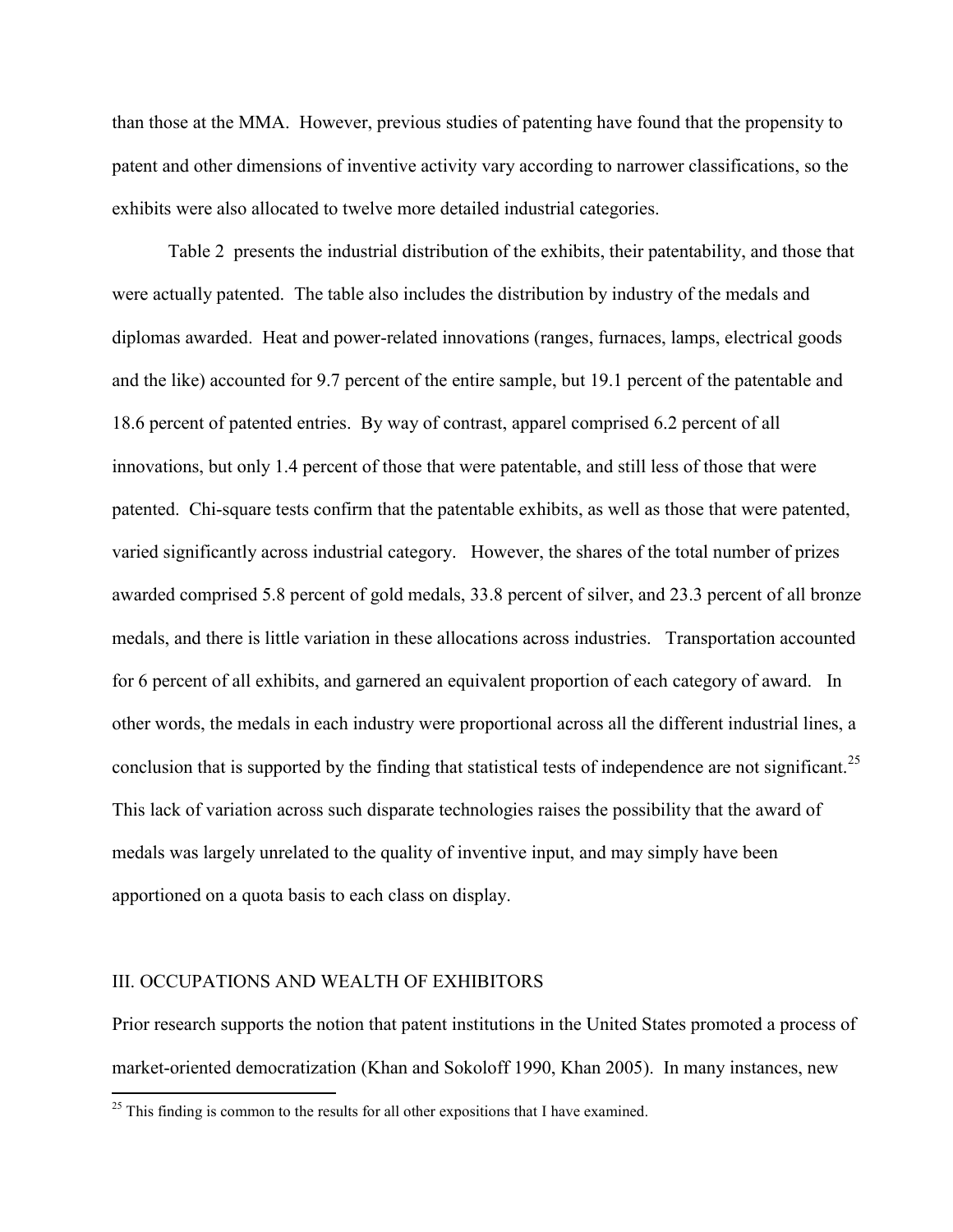than those at the MMA. However, previous studies of patenting have found that the propensity to patent and other dimensions of inventive activity vary according to narrower classifications, so the exhibits were also allocated to twelve more detailed industrial categories.

Table 2 presents the industrial distribution of the exhibits, their patentability, and those that were actually patented. The table also includes the distribution by industry of the medals and diplomas awarded. Heat and power-related innovations (ranges, furnaces, lamps, electrical goods and the like) accounted for 9.7 percent of the entire sample, but 19.1 percent of the patentable and 18.6 percent of patented entries. By way of contrast, apparel comprised 6.2 percent of all innovations, but only 1.4 percent of those that were patentable, and still less of those that were patented. Chi-square tests confirm that the patentable exhibits, as well as those that were patented, varied significantly across industrial category. However, the shares of the total number of prizes awarded comprised 5.8 percent of gold medals, 33.8 percent of silver, and 23.3 percent of all bronze medals, and there is little variation in these allocations across industries. Transportation accounted for 6 percent of all exhibits, and garnered an equivalent proportion of each category of award. In other words, the medals in each industry were proportional across all the different industrial lines, a conclusion that is supported by the finding that statistical tests of independence are not significant.[25] This lack of variation across such disparate technologies raises the possibility that the award of medals was largely unrelated to the quality of inventive input, and may simply have been apportioned on a quota basis to each class on display.

## III. OCCUPATIONS AND WEALTH OF EXHIBITORS

Prior research supports the notion that patent institutions in the United States promoted a process of market-oriented democratization (Khan and Sokoloff 1990, Khan 2005). In many instances, new

[25] This finding is common to the results for all other expositions that I have examined.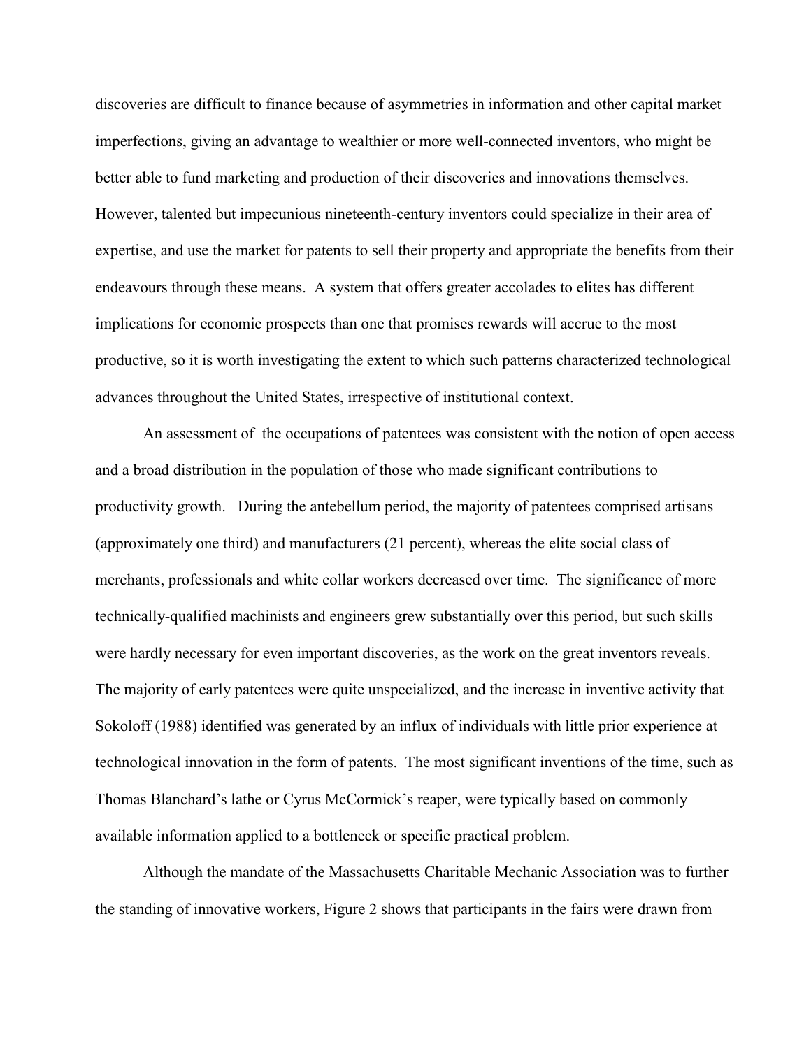discoveries are difficult to finance because of asymmetries in information and other capital market imperfections, giving an advantage to wealthier or more well-connected inventors, who might be better able to fund marketing and production of their discoveries and innovations themselves. However, talented but impecunious nineteenth-century inventors could specialize in their area of expertise, and use the market for patents to sell their property and appropriate the benefits from their endeavours through these means. A system that offers greater accolades to elites has different implications for economic prospects than one that promises rewards will accrue to the most productive, so it is worth investigating the extent to which such patterns characterized technological advances throughout the United States, irrespective of institutional context.

An assessment of the occupations of patentees was consistent with the notion of open access and a broad distribution in the population of those who made significant contributions to productivity growth. During the antebellum period, the majority of patentees comprised artisans (approximately one third) and manufacturers (21 percent), whereas the elite social class of merchants, professionals and white collar workers decreased over time. The significance of more technically-qualified machinists and engineers grew substantially over this period, but such skills were hardly necessary for even important discoveries, as the work on the great inventors reveals. The majority of early patentees were quite unspecialized, and the increase in inventive activity that Sokoloff (1988) identified was generated by an influx of individuals with little prior experience at technological innovation in the form of patents. The most significant inventions of the time, such as Thomas Blanchard's lathe or Cyrus McCormick's reaper, were typically based on commonly available information applied to a bottleneck or specific practical problem.

Although the mandate of the Massachusetts Charitable Mechanic Association was to further the standing of innovative workers, Figure 2 shows that participants in the fairs were drawn from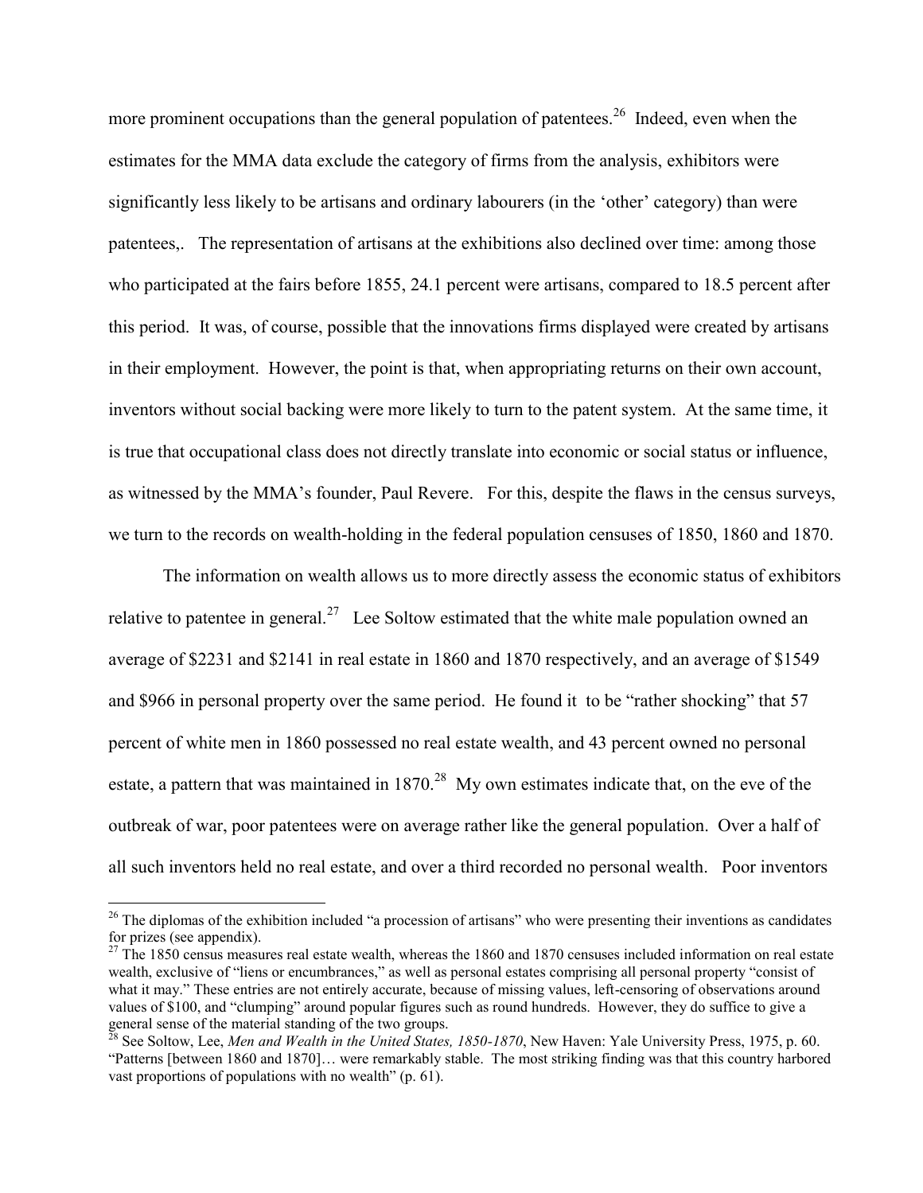more prominent occupations than the general population of patentees.[26] Indeed, even when the estimates for the MMA data exclude the category of firms from the analysis, exhibitors were significantly less likely to be artisans and ordinary labourers (in the 'other' category) than were patentees,. The representation of artisans at the exhibitions also declined over time: among those who participated at the fairs before 1855, 24.1 percent were artisans, compared to 18.5 percent after this period. It was, of course, possible that the innovations firms displayed were created by artisans in their employment. However, the point is that, when appropriating returns on their own account, inventors without social backing were more likely to turn to the patent system. At the same time, it is true that occupational class does not directly translate into economic or social status or influence, as witnessed by the MMA's founder, Paul Revere. For this, despite the flaws in the census surveys, we turn to the records on wealth-holding in the federal population censuses of 1850, 1860 and 1870.

The information on wealth allows us to more directly assess the economic status of exhibitors relative to patentee in general.[27] Lee Soltow estimated that the white male population owned an average of $2231 and $2141 in real estate in 1860 and 1870 respectively, and an average of $1549 and $966 in personal property over the same period. He found it to be "rather shocking" that 57 percent of white men in 1860 possessed no real estate wealth, and 43 percent owned no personal estate, a pattern that was maintained in 1870.[28] My own estimates indicate that, on the eve of the outbreak of war, poor patentees were on average rather like the general population. Over a half of all such inventors held no real estate, and over a third recorded no personal wealth. Poor inventors

[26] The diplomas of the exhibition included "a procession of artisans" who were presenting their inventions as candidates for prizes (see appendix).

[27] The 1850 census measures real estate wealth, whereas the 1860 and 1870 censuses included information on real estate wealth, exclusive of "liens or encumbrances," as well as personal estates comprising all personal property "consist of what it may." These entries are not entirely accurate, because of missing values, left-censoring of observations around values of $100, and "clumping" around popular figures such as round hundreds. However, they do suffice to give a general sense of the material standing of the two groups.

[28] See Soltow, Lee, *Men and Wealth in the United States, 1850-1870*, New Haven: Yale University Press, 1975, p. 60. "Patterns [between 1860 and 1870]… were remarkably stable. The most striking finding was that this country harbored vast proportions of populations with no wealth" (p. 61).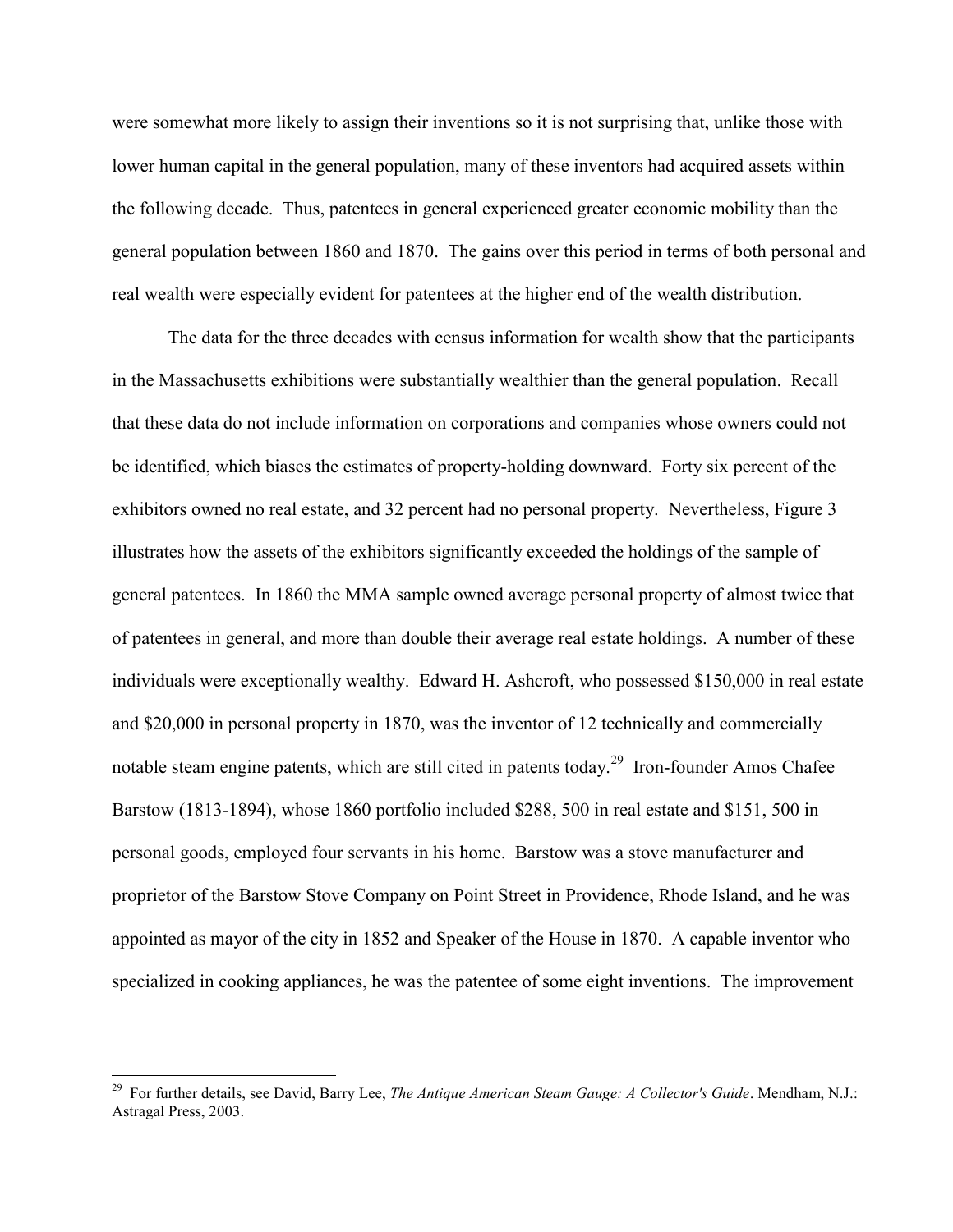were somewhat more likely to assign their inventions so it is not surprising that, unlike those with lower human capital in the general population, many of these inventors had acquired assets within the following decade. Thus, patentees in general experienced greater economic mobility than the general population between 1860 and 1870. The gains over this period in terms of both personal and real wealth were especially evident for patentees at the higher end of the wealth distribution.

The data for the three decades with census information for wealth show that the participants in the Massachusetts exhibitions were substantially wealthier than the general population. Recall that these data do not include information on corporations and companies whose owners could not be identified, which biases the estimates of property-holding downward. Forty six percent of the exhibitors owned no real estate, and 32 percent had no personal property. Nevertheless, Figure 3 illustrates how the assets of the exhibitors significantly exceeded the holdings of the sample of general patentees. In 1860 the MMA sample owned average personal property of almost twice that of patentees in general, and more than double their average real estate holdings. A number of these individuals were exceptionally wealthy. Edward H. Ashcroft, who possessed $150,000 in real estate and $20,000 in personal property in 1870, was the inventor of 12 technically and commercially notable steam engine patents, which are still cited in patents today.[29] Iron-founder Amos Chafee Barstow (1813-1894), whose 1860 portfolio included $288, 500 in real estate and $151, 500 in personal goods, employed four servants in his home. Barstow was a stove manufacturer and proprietor of the Barstow Stove Company on Point Street in Providence, Rhode Island, and he was appointed as mayor of the city in 1852 and Speaker of the House in 1870. A capable inventor who specialized in cooking appliances, he was the patentee of some eight inventions. The improvement

[29] For further details, see David, Barry Lee, *The Antique American Steam Gauge: A Collector's Guide*. Mendham, N.J.: Astragal Press, 2003.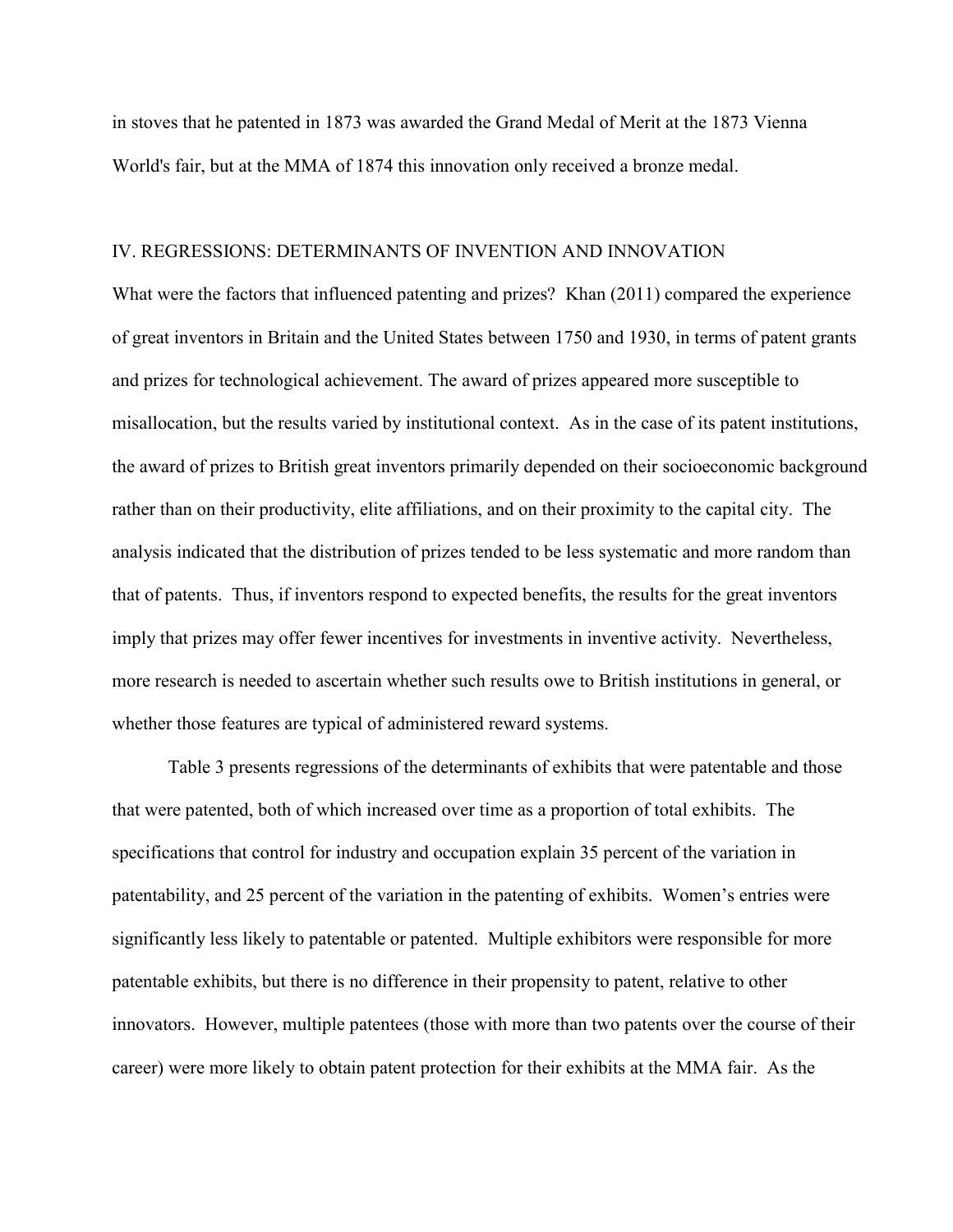in stoves that he patented in 1873 was awarded the Grand Medal of Merit at the 1873 Vienna World's fair, but at the MMA of 1874 this innovation only received a bronze medal.

## IV. REGRESSIONS: DETERMINANTS OF INVENTION AND INNOVATION

What were the factors that influenced patenting and prizes? Khan (2011) compared the experience of great inventors in Britain and the United States between 1750 and 1930, in terms of patent grants and prizes for technological achievement. The award of prizes appeared more susceptible to misallocation, but the results varied by institutional context. As in the case of its patent institutions, the award of prizes to British great inventors primarily depended on their socioeconomic background rather than on their productivity, elite affiliations, and on their proximity to the capital city. The analysis indicated that the distribution of prizes tended to be less systematic and more random than that of patents. Thus, if inventors respond to expected benefits, the results for the great inventors imply that prizes may offer fewer incentives for investments in inventive activity. Nevertheless, more research is needed to ascertain whether such results owe to British institutions in general, or whether those features are typical of administered reward systems.

Table 3 presents regressions of the determinants of exhibits that were patentable and those that were patented, both of which increased over time as a proportion of total exhibits. The specifications that control for industry and occupation explain 35 percent of the variation in patentability, and 25 percent of the variation in the patenting of exhibits. Women's entries were significantly less likely to patentable or patented. Multiple exhibitors were responsible for more patentable exhibits, but there is no difference in their propensity to patent, relative to other innovators. However, multiple patentees (those with more than two patents over the course of their career) were more likely to obtain patent protection for their exhibits at the MMA fair. As the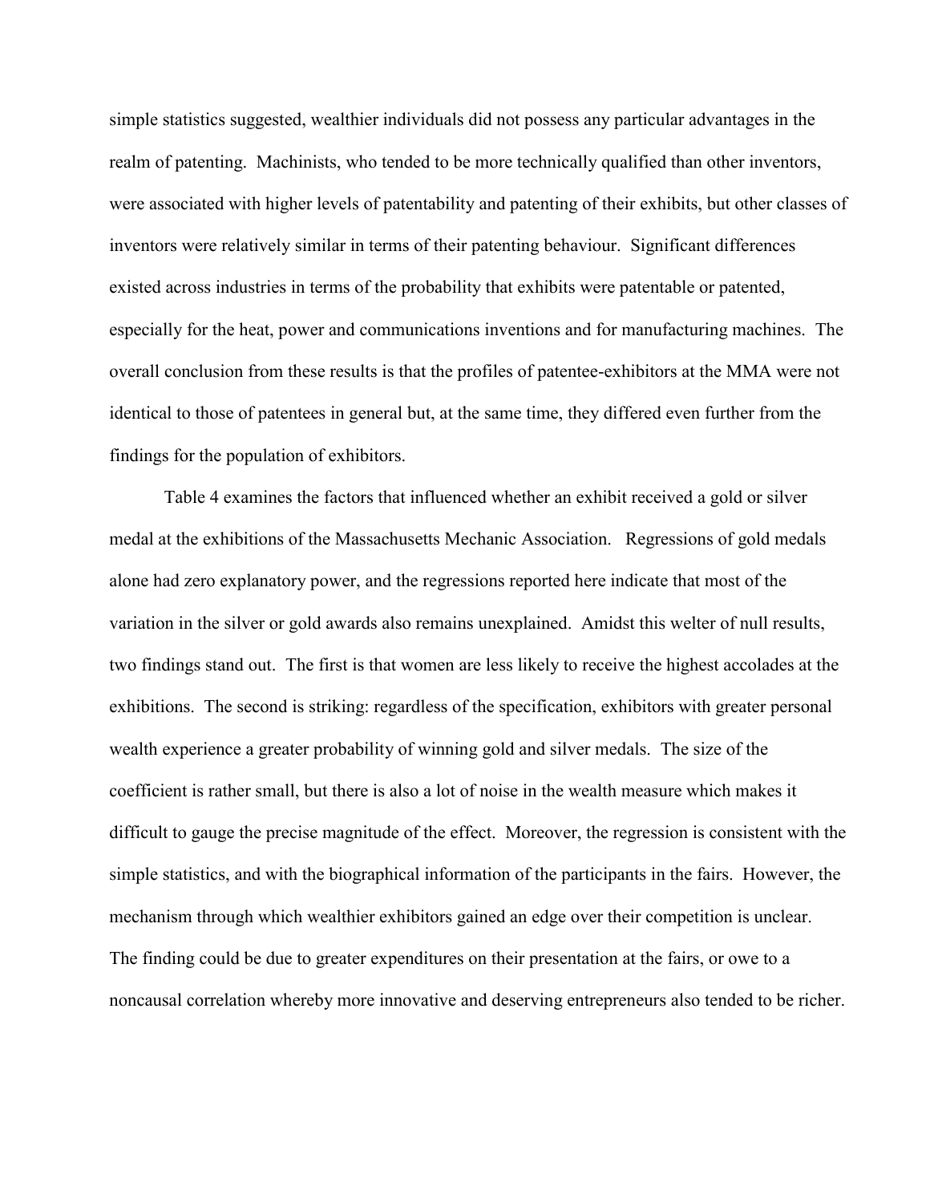simple statistics suggested, wealthier individuals did not possess any particular advantages in the realm of patenting. Machinists, who tended to be more technically qualified than other inventors, were associated with higher levels of patentability and patenting of their exhibits, but other classes of inventors were relatively similar in terms of their patenting behaviour. Significant differences existed across industries in terms of the probability that exhibits were patentable or patented, especially for the heat, power and communications inventions and for manufacturing machines. The overall conclusion from these results is that the profiles of patentee-exhibitors at the MMA were not identical to those of patentees in general but, at the same time, they differed even further from the findings for the population of exhibitors.

Table 4 examines the factors that influenced whether an exhibit received a gold or silver medal at the exhibitions of the Massachusetts Mechanic Association. Regressions of gold medals alone had zero explanatory power, and the regressions reported here indicate that most of the variation in the silver or gold awards also remains unexplained. Amidst this welter of null results, two findings stand out. The first is that women are less likely to receive the highest accolades at the exhibitions. The second is striking: regardless of the specification, exhibitors with greater personal wealth experience a greater probability of winning gold and silver medals. The size of the coefficient is rather small, but there is also a lot of noise in the wealth measure which makes it difficult to gauge the precise magnitude of the effect. Moreover, the regression is consistent with the simple statistics, and with the biographical information of the participants in the fairs. However, the mechanism through which wealthier exhibitors gained an edge over their competition is unclear. The finding could be due to greater expenditures on their presentation at the fairs, or owe to a noncausal correlation whereby more innovative and deserving entrepreneurs also tended to be richer.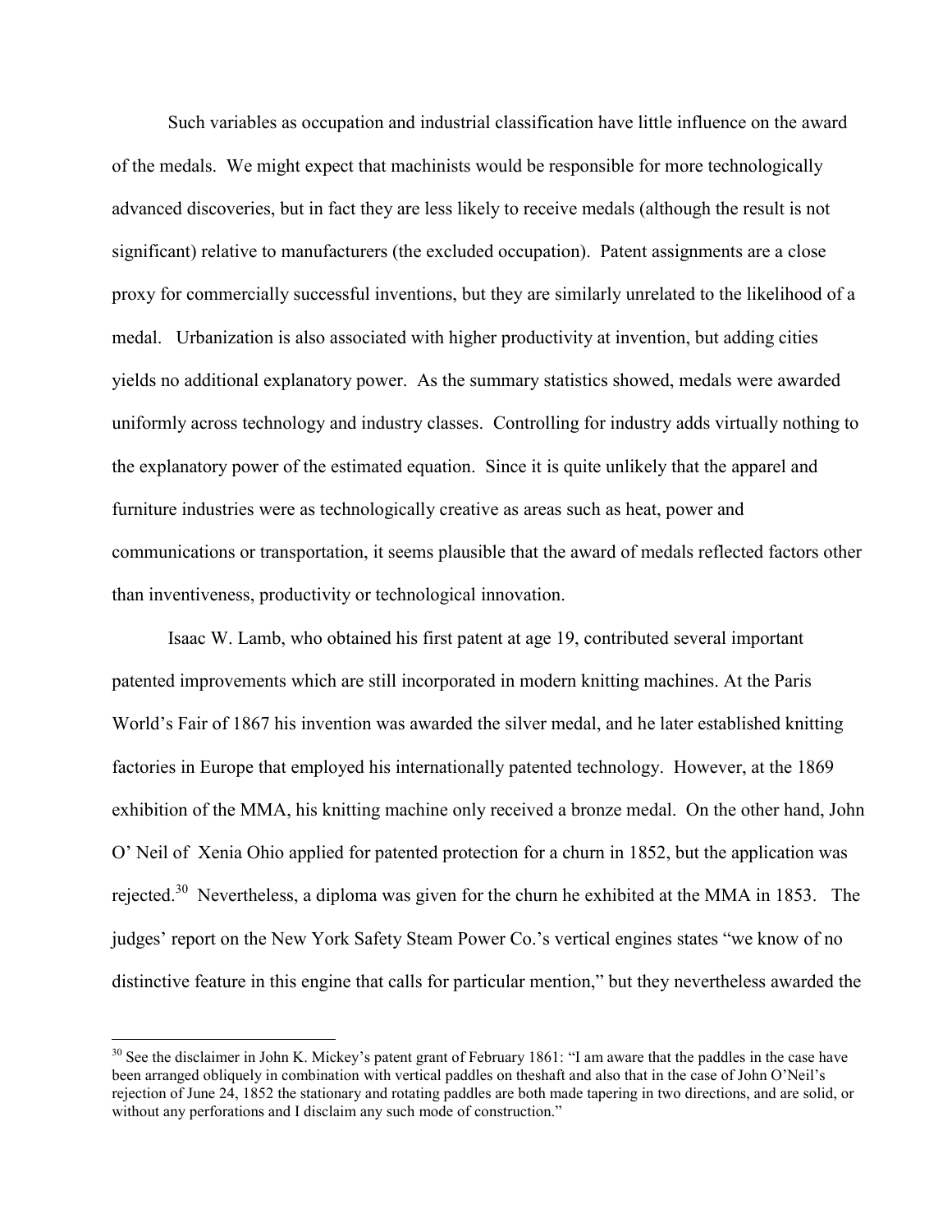Such variables as occupation and industrial classification have little influence on the award of the medals. We might expect that machinists would be responsible for more technologically advanced discoveries, but in fact they are less likely to receive medals (although the result is not significant) relative to manufacturers (the excluded occupation). Patent assignments are a close proxy for commercially successful inventions, but they are similarly unrelated to the likelihood of a medal. Urbanization is also associated with higher productivity at invention, but adding cities yields no additional explanatory power. As the summary statistics showed, medals were awarded uniformly across technology and industry classes. Controlling for industry adds virtually nothing to the explanatory power of the estimated equation. Since it is quite unlikely that the apparel and furniture industries were as technologically creative as areas such as heat, power and communications or transportation, it seems plausible that the award of medals reflected factors other than inventiveness, productivity or technological innovation.

Isaac W. Lamb, who obtained his first patent at age 19, contributed several important patented improvements which are still incorporated in modern knitting machines. At the Paris World's Fair of 1867 his invention was awarded the silver medal, and he later established knitting factories in Europe that employed his internationally patented technology. However, at the 1869 exhibition of the MMA, his knitting machine only received a bronze medal. On the other hand, John O' Neil of Xenia Ohio applied for patented protection for a churn in 1852, but the application was rejected.[30] Nevertheless, a diploma was given for the churn he exhibited at the MMA in 1853. The judges' report on the New York Safety Steam Power Co.'s vertical engines states "we know of no distinctive feature in this engine that calls for particular mention," but they nevertheless awarded the

---

[30] See the disclaimer in John K. Mickey's patent grant of February 1861: "I am aware that the paddles in the case have been arranged obliquely in combination with vertical paddles on theshaft and also that in the case of John O'Neil's rejection of June 24, 1852 the stationary and rotating paddles are both made tapering in two directions, and are solid, or without any perforations and I disclaim any such mode of construction."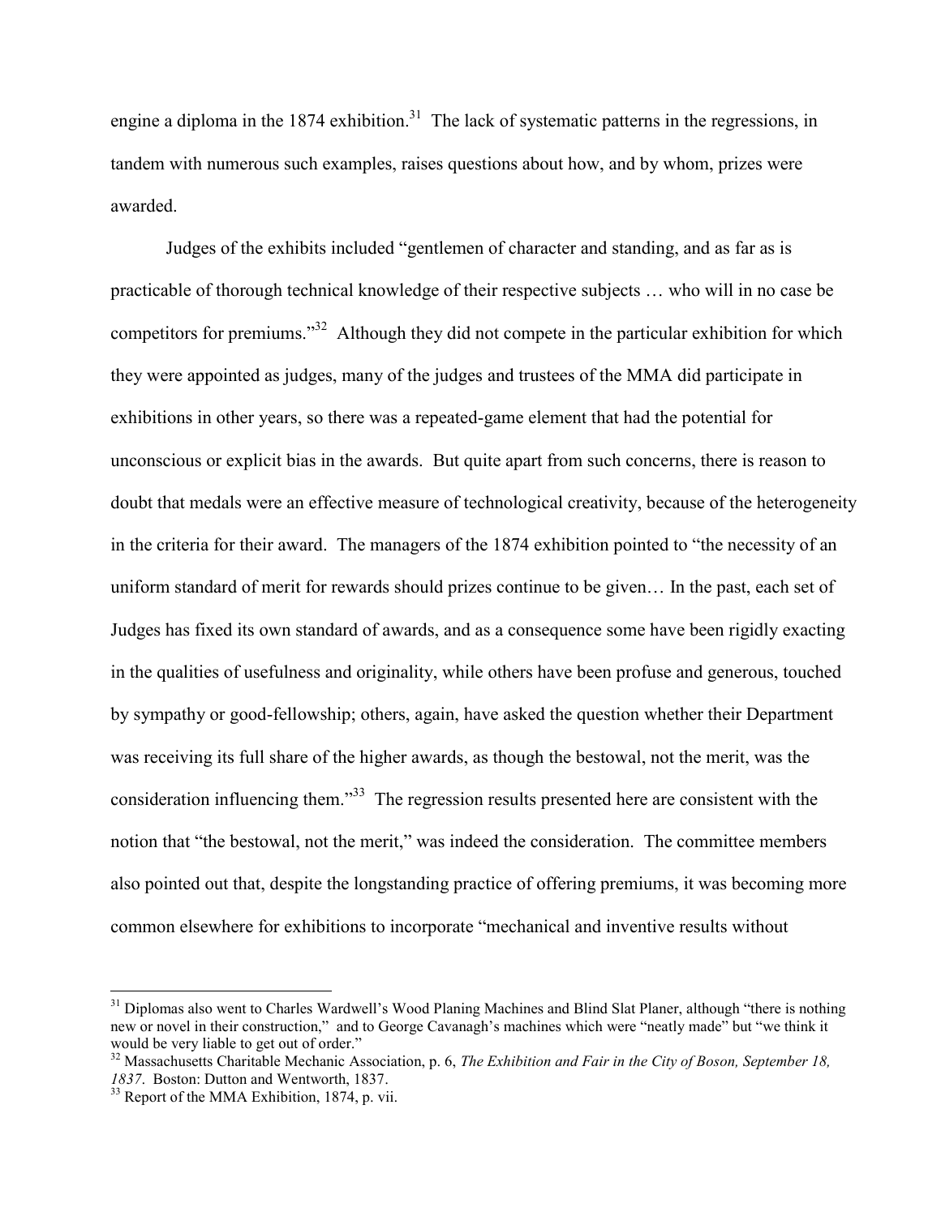engine a diploma in the 1874 exhibition.[31] The lack of systematic patterns in the regressions, in tandem with numerous such examples, raises questions about how, and by whom, prizes were awarded.

Judges of the exhibits included "gentlemen of character and standing, and as far as is practicable of thorough technical knowledge of their respective subjects … who will in no case be competitors for premiums."[32] Although they did not compete in the particular exhibition for which they were appointed as judges, many of the judges and trustees of the MMA did participate in exhibitions in other years, so there was a repeated-game element that had the potential for unconscious or explicit bias in the awards. But quite apart from such concerns, there is reason to doubt that medals were an effective measure of technological creativity, because of the heterogeneity in the criteria for their award. The managers of the 1874 exhibition pointed to "the necessity of an uniform standard of merit for rewards should prizes continue to be given… In the past, each set of Judges has fixed its own standard of awards, and as a consequence some have been rigidly exacting in the qualities of usefulness and originality, while others have been profuse and generous, touched by sympathy or good-fellowship; others, again, have asked the question whether their Department was receiving its full share of the higher awards, as though the bestowal, not the merit, was the consideration influencing them."[33] The regression results presented here are consistent with the notion that "the bestowal, not the merit," was indeed the consideration. The committee members also pointed out that, despite the longstanding practice of offering premiums, it was becoming more common elsewhere for exhibitions to incorporate "mechanical and inventive results without

---

[31] Diplomas also went to Charles Wardwell's Wood Planing Machines and Blind Slat Planer, although "there is nothing new or novel in their construction," and to George Cavanagh's machines which were "neatly made" but "we think it would be very liable to get out of order."

[32] Massachusetts Charitable Mechanic Association, p. 6, *The Exhibition and Fair in the City of Boson, September 18, 1837*. Boston: Dutton and Wentworth, 1837.

[33] Report of the MMA Exhibition, 1874, p. vii.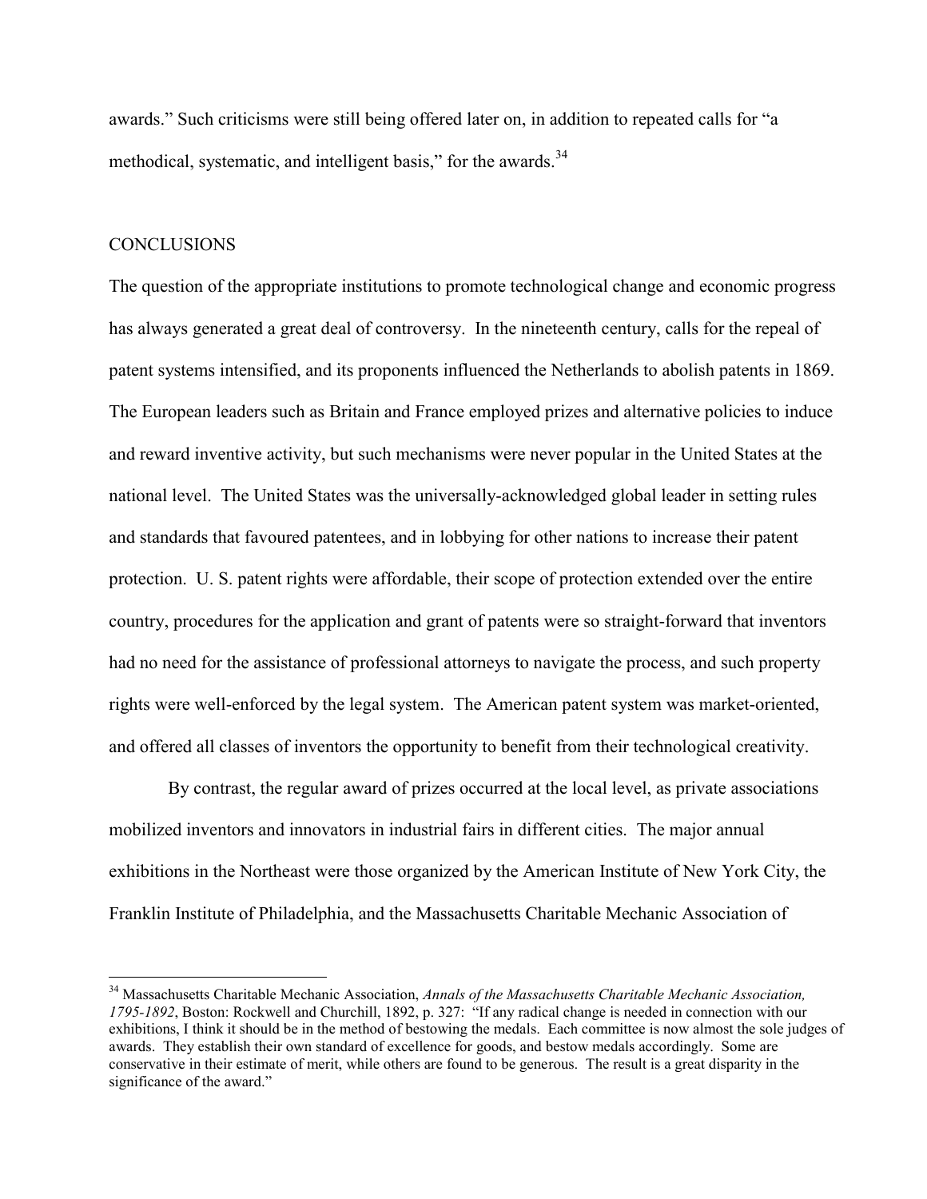awards." Such criticisms were still being offered later on, in addition to repeated calls for "a methodical, systematic, and intelligent basis," for the awards.[34]

## CONCLUSIONS

The question of the appropriate institutions to promote technological change and economic progress has always generated a great deal of controversy. In the nineteenth century, calls for the repeal of patent systems intensified, and its proponents influenced the Netherlands to abolish patents in 1869. The European leaders such as Britain and France employed prizes and alternative policies to induce and reward inventive activity, but such mechanisms were never popular in the United States at the national level. The United States was the universally-acknowledged global leader in setting rules and standards that favoured patentees, and in lobbying for other nations to increase their patent protection. U. S. patent rights were affordable, their scope of protection extended over the entire country, procedures for the application and grant of patents were so straight-forward that inventors had no need for the assistance of professional attorneys to navigate the process, and such property rights were well-enforced by the legal system. The American patent system was market-oriented, and offered all classes of inventors the opportunity to benefit from their technological creativity.

By contrast, the regular award of prizes occurred at the local level, as private associations mobilized inventors and innovators in industrial fairs in different cities. The major annual exhibitions in the Northeast were those organized by the American Institute of New York City, the Franklin Institute of Philadelphia, and the Massachusetts Charitable Mechanic Association of

---

[34] Massachusetts Charitable Mechanic Association, *Annals of the Massachusetts Charitable Mechanic Association, 1795-1892*, Boston: Rockwell and Churchill, 1892, p. 327: "If any radical change is needed in connection with our exhibitions, I think it should be in the method of bestowing the medals. Each committee is now almost the sole judges of awards. They establish their own standard of excellence for goods, and bestow medals accordingly. Some are conservative in their estimate of merit, while others are found to be generous. The result is a great disparity in the significance of the award."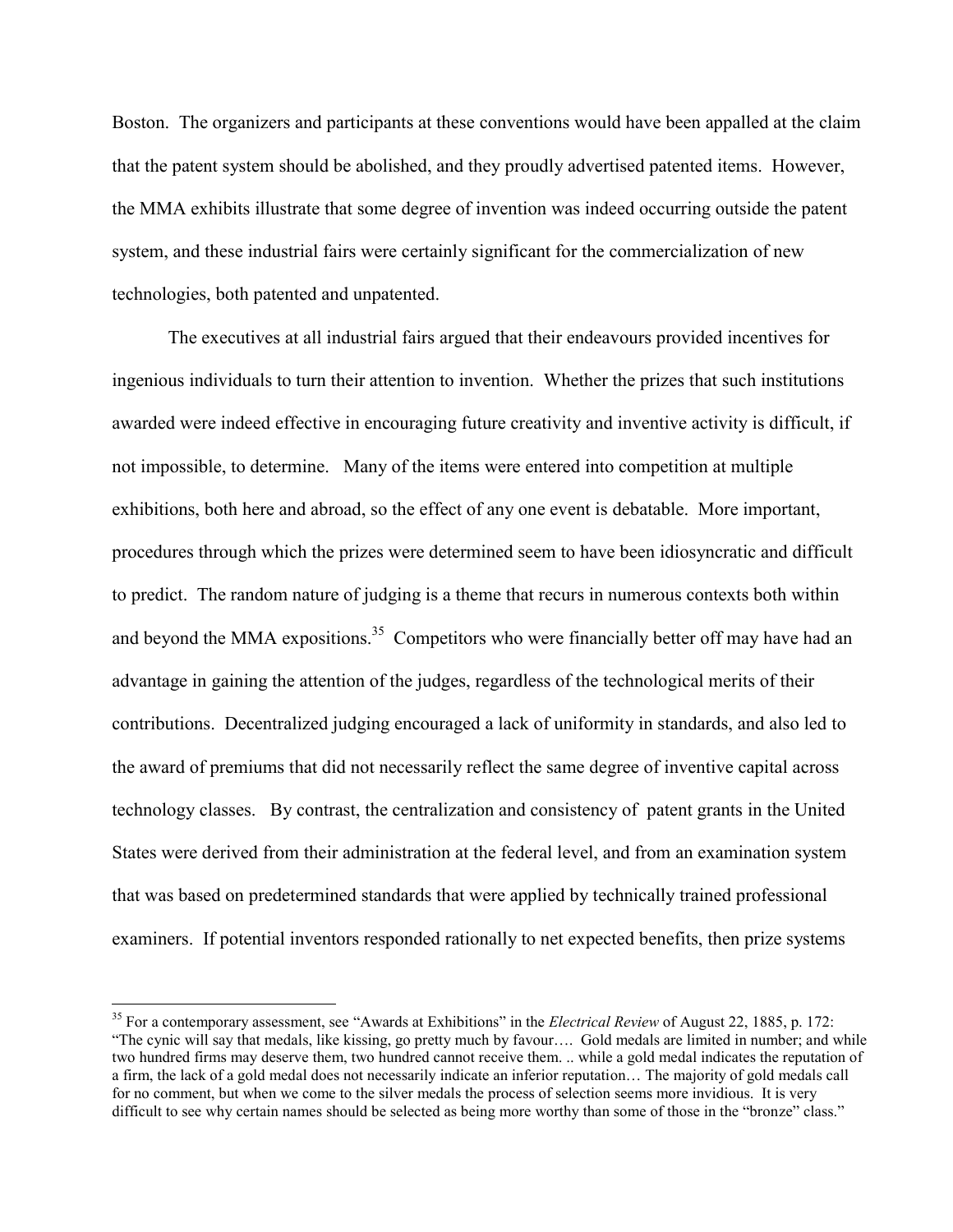Boston. The organizers and participants at these conventions would have been appalled at the claim that the patent system should be abolished, and they proudly advertised patented items. However, the MMA exhibits illustrate that some degree of invention was indeed occurring outside the patent system, and these industrial fairs were certainly significant for the commercialization of new technologies, both patented and unpatented.

The executives at all industrial fairs argued that their endeavours provided incentives for ingenious individuals to turn their attention to invention. Whether the prizes that such institutions awarded were indeed effective in encouraging future creativity and inventive activity is difficult, if not impossible, to determine. Many of the items were entered into competition at multiple exhibitions, both here and abroad, so the effect of any one event is debatable. More important, procedures through which the prizes were determined seem to have been idiosyncratic and difficult to predict. The random nature of judging is a theme that recurs in numerous contexts both within and beyond the MMA expositions.[35] Competitors who were financially better off may have had an advantage in gaining the attention of the judges, regardless of the technological merits of their contributions. Decentralized judging encouraged a lack of uniformity in standards, and also led to the award of premiums that did not necessarily reflect the same degree of inventive capital across technology classes. By contrast, the centralization and consistency of patent grants in the United States were derived from their administration at the federal level, and from an examination system that was based on predetermined standards that were applied by technically trained professional examiners. If potential inventors responded rationally to net expected benefits, then prize systems

---

[35] For a contemporary assessment, see "Awards at Exhibitions" in the *Electrical Review* of August 22, 1885, p. 172: "The cynic will say that medals, like kissing, go pretty much by favour…. Gold medals are limited in number; and while two hundred firms may deserve them, two hundred cannot receive them. .. while a gold medal indicates the reputation of a firm, the lack of a gold medal does not necessarily indicate an inferior reputation… The majority of gold medals call for no comment, but when we come to the silver medals the process of selection seems more invidious. It is very difficult to see why certain names should be selected as being more worthy than some of those in the "bronze" class."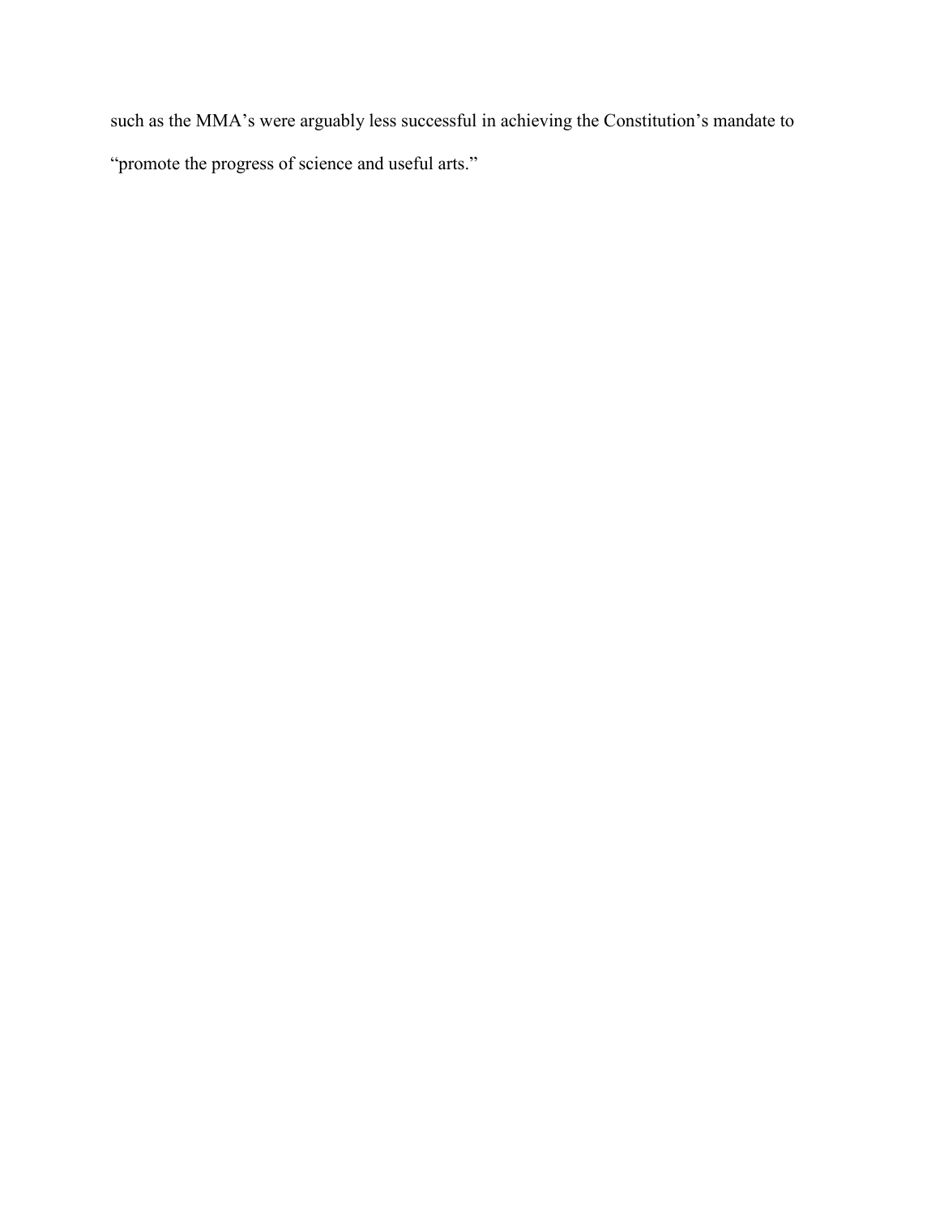such as the MMA's were arguably less successful in achieving the Constitution's mandate to "promote the progress of science and useful arts."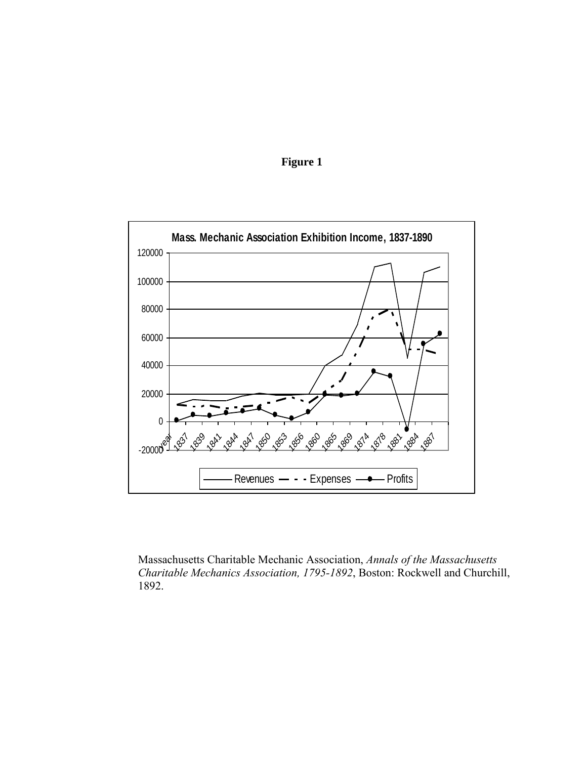**Figure 1**

Mass. Mechanic Association Exhibition Income, 1837-1890

Massachusetts Charitable Mechanic Association, *Annals of the Massachusetts Charitable Mechanics Association, 1795-1892*, Boston: Rockwell and Churchill, 1892.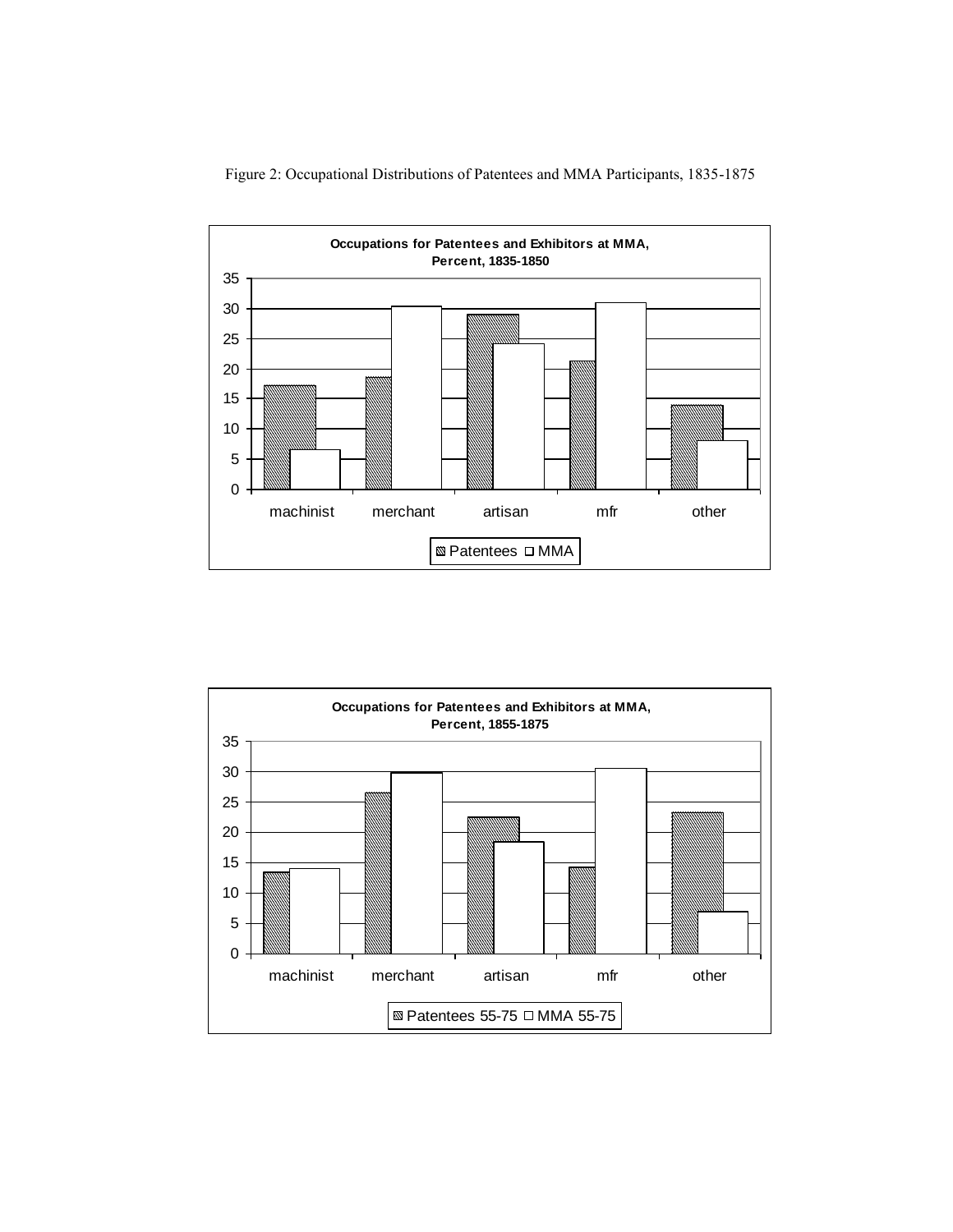Figure 2: Occupational Distributions of Patentees and MMA Participants, 1835-1875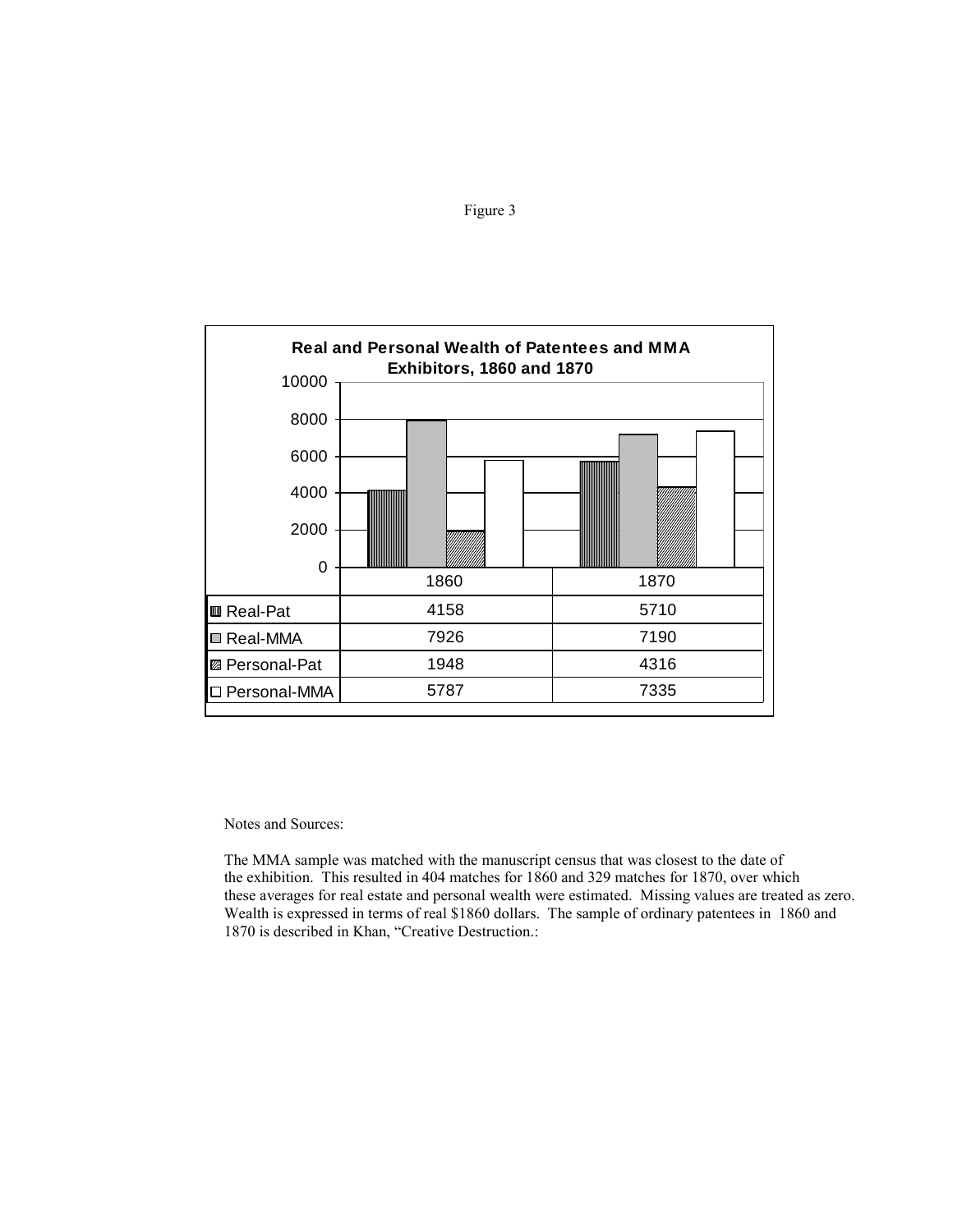Figure 3

**Real and Personal Wealth of Patentees and MMA Exhibitors, 1860 and 1870**

| | 1860 | 1870 |
|---|---|---|
| Real-Pat | 4158 | 5710 |
| Real-MMA | 7926 | 7190 |
| Personal-Pat | 1948 | 4316 |
| Personal-MMA | 5787 | 7335 |

Notes and Sources:

The MMA sample was matched with the manuscript census that was closest to the date of the exhibition. This resulted in 404 matches for 1860 and 329 matches for 1870, over which these averages for real estate and personal wealth were estimated. Missing values are treated as zero. Wealth is expressed in terms of real $1860 dollars. The sample of ordinary patentees in 1860 and 1870 is described in Khan, "Creative Destruction.: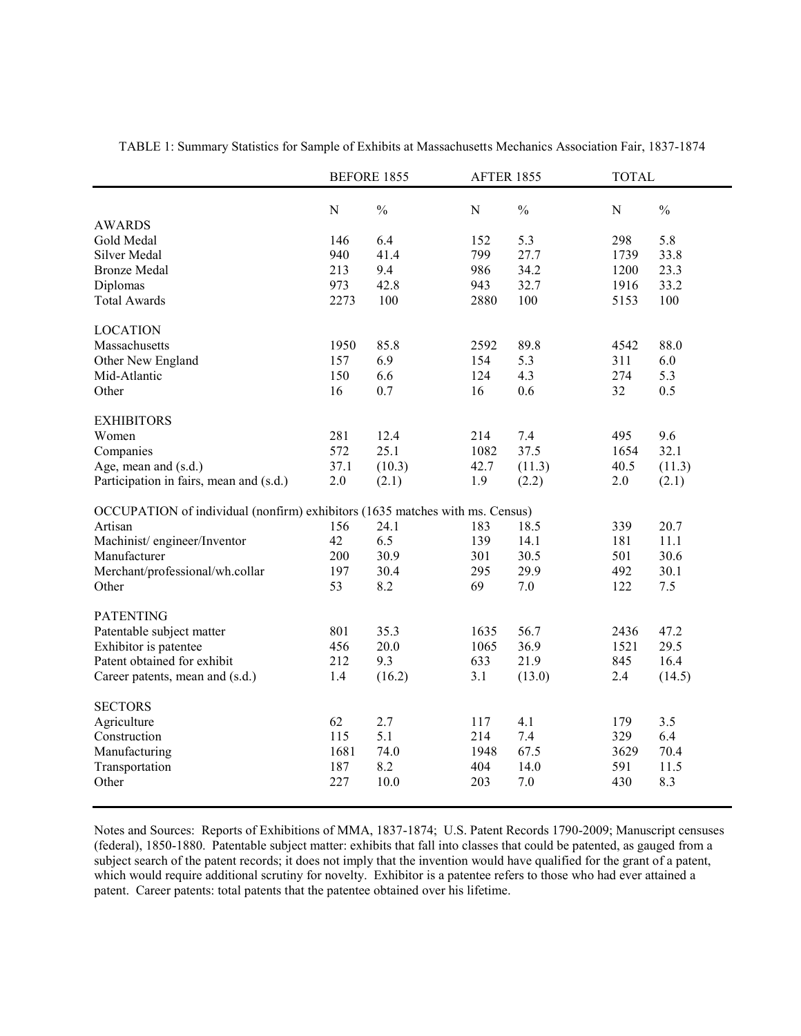TABLE 1: Summary Statistics for Sample of Exhibits at Massachusetts Mechanics Association Fair, 1837-1874

| | BEFORE 1855 | | AFTER 1855 | | TOTAL | |
|---|---|---|---|---|---|---|
| | N | % | N | % | N | % |
| AWARDS | | | | | | |
| Gold Medal | 146 | 6.4 | 152 | 5.3 | 298 | 5.8 |
| Silver Medal | 940 | 41.4 | 799 | 27.7 | 1739 | 33.8 |
| Bronze Medal | 213 | 9.4 | 986 | 34.2 | 1200 | 23.3 |
| Diplomas | 973 | 42.8 | 943 | 32.7 | 1916 | 33.2 |
| Total Awards | 2273 | 100 | 2880 | 100 | 5153 | 100 |
| LOCATION | | | | | | |
| Massachusetts | 1950 | 85.8 | 2592 | 89.8 | 4542 | 88.0 |
| Other New England | 157 | 6.9 | 154 | 5.3 | 311 | 6.0 |
| Mid-Atlantic | 150 | 6.6 | 124 | 4.3 | 274 | 5.3 |
| Other | 16 | 0.7 | 16 | 0.6 | 32 | 0.5 |
| EXHIBITORS | | | | | | |
| Women | 281 | 12.4 | 214 | 7.4 | 495 | 9.6 |
| Companies | 572 | 25.1 | 1082 | 37.5 | 1654 | 32.1 |
| Age, mean and (s.d.) | 37.1 | (10.3) | 42.7 | (11.3) | 40.5 | (11.3) |
| Participation in fairs, mean and (s.d.) | 2.0 | (2.1) | 1.9 | (2.2) | 2.0 | (2.1) |
| OCCUPATION of individual (nonfirm) exhibitors (1635 matches with ms. Census) | | | | | | |
| Artisan | 156 | 24.1 | 183 | 18.5 | 339 | 20.7 |
| Machinist/ engineer/Inventor | 42 | 6.5 | 139 | 14.1 | 181 | 11.1 |
| Manufacturer | 200 | 30.9 | 301 | 30.5 | 501 | 30.6 |
| Merchant/professional/wh.collar | 197 | 30.4 | 295 | 29.9 | 492 | 30.1 |
| Other | 53 | 8.2 | 69 | 7.0 | 122 | 7.5 |
| PATENTING | | | | | | |
| Patentable subject matter | 801 | 35.3 | 1635 | 56.7 | 2436 | 47.2 |
| Exhibitor is patentee | 456 | 20.0 | 1065 | 36.9 | 1521 | 29.5 |
| Patent obtained for exhibit | 212 | 9.3 | 633 | 21.9 | 845 | 16.4 |
| Career patents, mean and (s.d.) | 1.4 | (16.2) | 3.1 | (13.0) | 2.4 | (14.5) |
| SECTORS | | | | | | |
| Agriculture | 62 | 2.7 | 117 | 4.1 | 179 | 3.5 |
| Construction | 115 | 5.1 | 214 | 7.4 | 329 | 6.4 |
| Manufacturing | 1681 | 74.0 | 1948 | 67.5 | 3629 | 70.4 |
| Transportation | 187 | 8.2 | 404 | 14.0 | 591 | 11.5 |
| Other | 227 | 10.0 | 203 | 7.0 | 430 | 8.3 |

Notes and Sources: Reports of Exhibitions of MMA, 1837-1874; U.S. Patent Records 1790-2009; Manuscript censuses (federal), 1850-1880. Patentable subject matter: exhibits that fall into classes that could be patented, as gauged from a subject search of the patent records; it does not imply that the invention would have qualified for the grant of a patent, which would require additional scrutiny for novelty. Exhibitor is a patentee refers to those who had ever attained a patent. Career patents: total patents that the patentee obtained over his lifetime.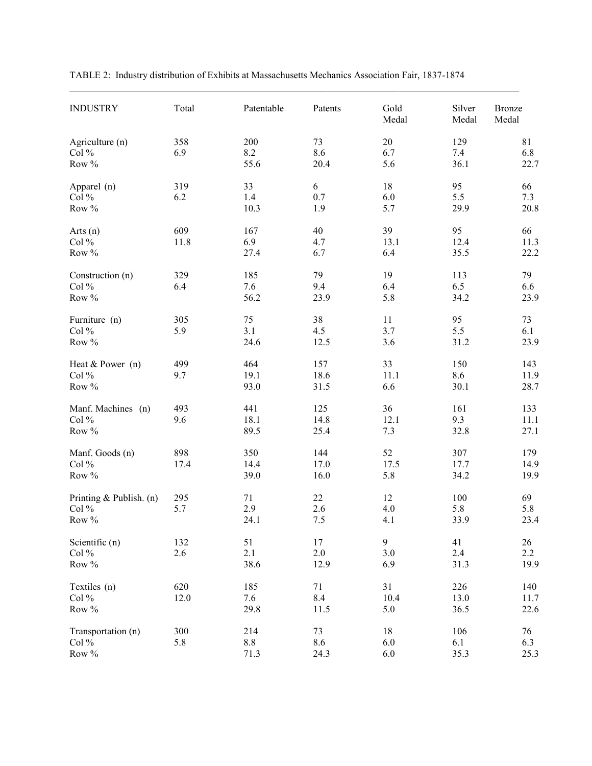TABLE 2: Industry distribution of Exhibits at Massachusetts Mechanics Association Fair, 1837-1874

| INDUSTRY | Total | Patentable | Patents | Gold Medal | Silver Medal | Bronze Medal |
|---|---|---|---|---|---|---|
| Agriculture (n) | 358 | 200 | 73 | 20 | 129 | 81 |
| Col % | 6.9 | 8.2 | 8.6 | 6.7 | 7.4 | 6.8 |
| Row % | | 55.6 | 20.4 | 5.6 | 36.1 | 22.7 |
| Apparel (n) | 319 | 33 | 6 | 18 | 95 | 66 |
| Col % | 6.2 | 1.4 | 0.7 | 6.0 | 5.5 | 7.3 |
| Row % | | 10.3 | 1.9 | 5.7 | 29.9 | 20.8 |
| Arts (n) | 609 | 167 | 40 | 39 | 95 | 66 |
| Col % | 11.8 | 6.9 | 4.7 | 13.1 | 12.4 | 11.3 |
| Row % | | 27.4 | 6.7 | 6.4 | 35.5 | 22.2 |
| Construction (n) | 329 | 185 | 79 | 19 | 113 | 79 |
| Col % | 6.4 | 7.6 | 9.4 | 6.4 | 6.5 | 6.6 |
| Row % | | 56.2 | 23.9 | 5.8 | 34.2 | 23.9 |
| Furniture (n) | 305 | 75 | 38 | 11 | 95 | 73 |
| Col % | 5.9 | 3.1 | 4.5 | 3.7 | 5.5 | 6.1 |
| Row % | | 24.6 | 12.5 | 3.6 | 31.2 | 23.9 |
| Heat & Power (n) | 499 | 464 | 157 | 33 | 150 | 143 |
| Col % | 9.7 | 19.1 | 18.6 | 11.1 | 8.6 | 11.9 |
| Row % | | 93.0 | 31.5 | 6.6 | 30.1 | 28.7 |
| Manf. Machines (n) | 493 | 441 | 125 | 36 | 161 | 133 |
| Col % | 9.6 | 18.1 | 14.8 | 12.1 | 9.3 | 11.1 |
| Row % | | 89.5 | 25.4 | 7.3 | 32.8 | 27.1 |
| Manf. Goods (n) | 898 | 350 | 144 | 52 | 307 | 179 |
| Col % | 17.4 | 14.4 | 17.0 | 17.5 | 17.7 | 14.9 |
| Row % | | 39.0 | 16.0 | 5.8 | 34.2 | 19.9 |
| Printing & Publish. (n) | 295 | 71 | 22 | 12 | 100 | 69 |
| Col % | 5.7 | 2.9 | 2.6 | 4.0 | 5.8 | 5.8 |
| Row % | | 24.1 | 7.5 | 4.1 | 33.9 | 23.4 |
| Scientific (n) | 132 | 51 | 17 | 9 | 41 | 26 |
| Col % | 2.6 | 2.1 | 2.0 | 3.0 | 2.4 | 2.2 |
| Row % | | 38.6 | 12.9 | 6.9 | 31.3 | 19.9 |
| Textiles (n) | 620 | 185 | 71 | 31 | 226 | 140 |
| Col % | 12.0 | 7.6 | 8.4 | 10.4 | 13.0 | 11.7 |
| Row % | | 29.8 | 11.5 | 5.0 | 36.5 | 22.6 |
| Transportation (n) | 300 | 214 | 73 | 18 | 106 | 76 |
| Col % | 5.8 | 8.8 | 8.6 | 6.0 | 6.1 | 6.3 |
| Row % | | 71.3 | 24.3 | 6.0 | 35.3 | 25.3 |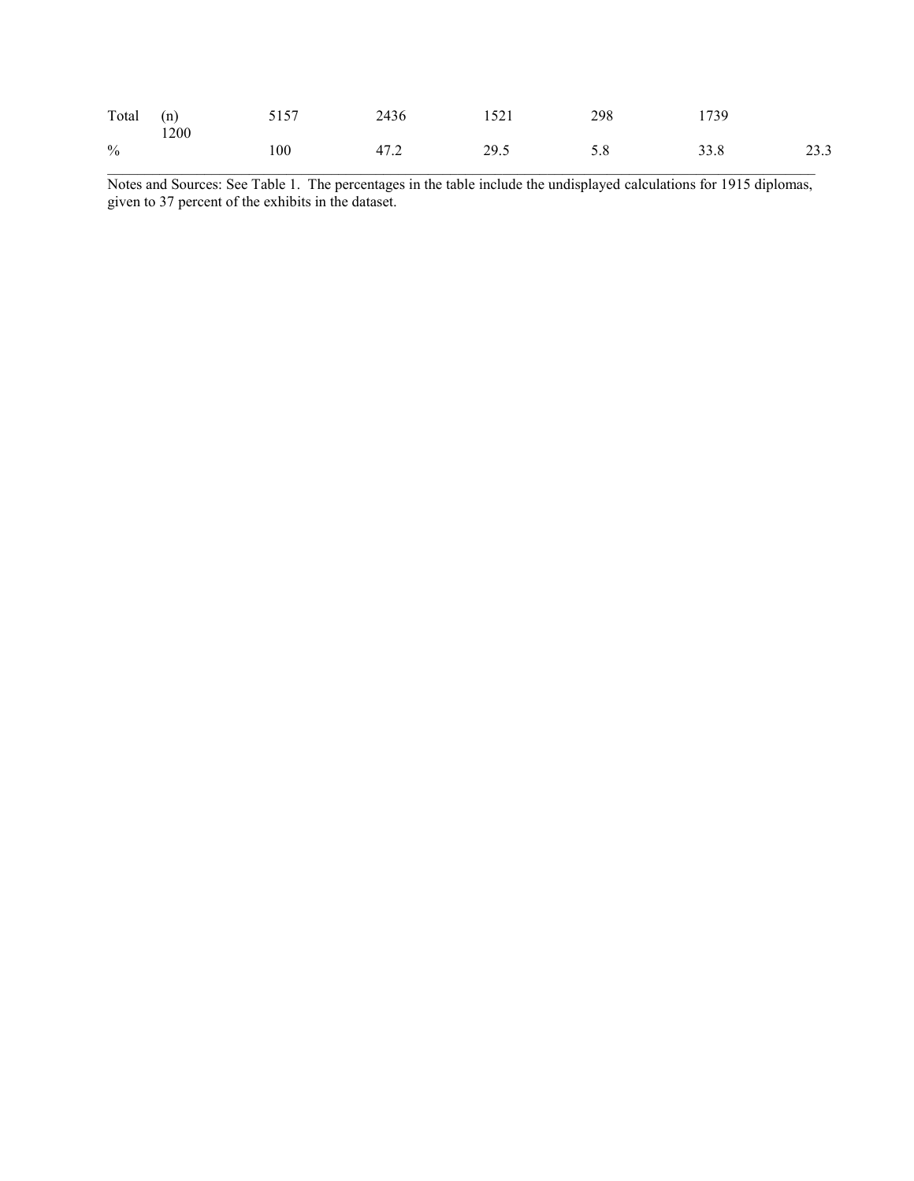| Total | (n) | 5157 | 2436 | 1521 | 298 | 1739 | 1200 |
|---|---|---|---|---|---|---|---|
| % | | 100 | 47.2 | 29.5 | 5.8 | 33.8 | 23.3 |

Notes and Sources: See Table 1. The percentages in the table include the undisplayed calculations for 1915 diplomas, given to 37 percent of the exhibits in the dataset.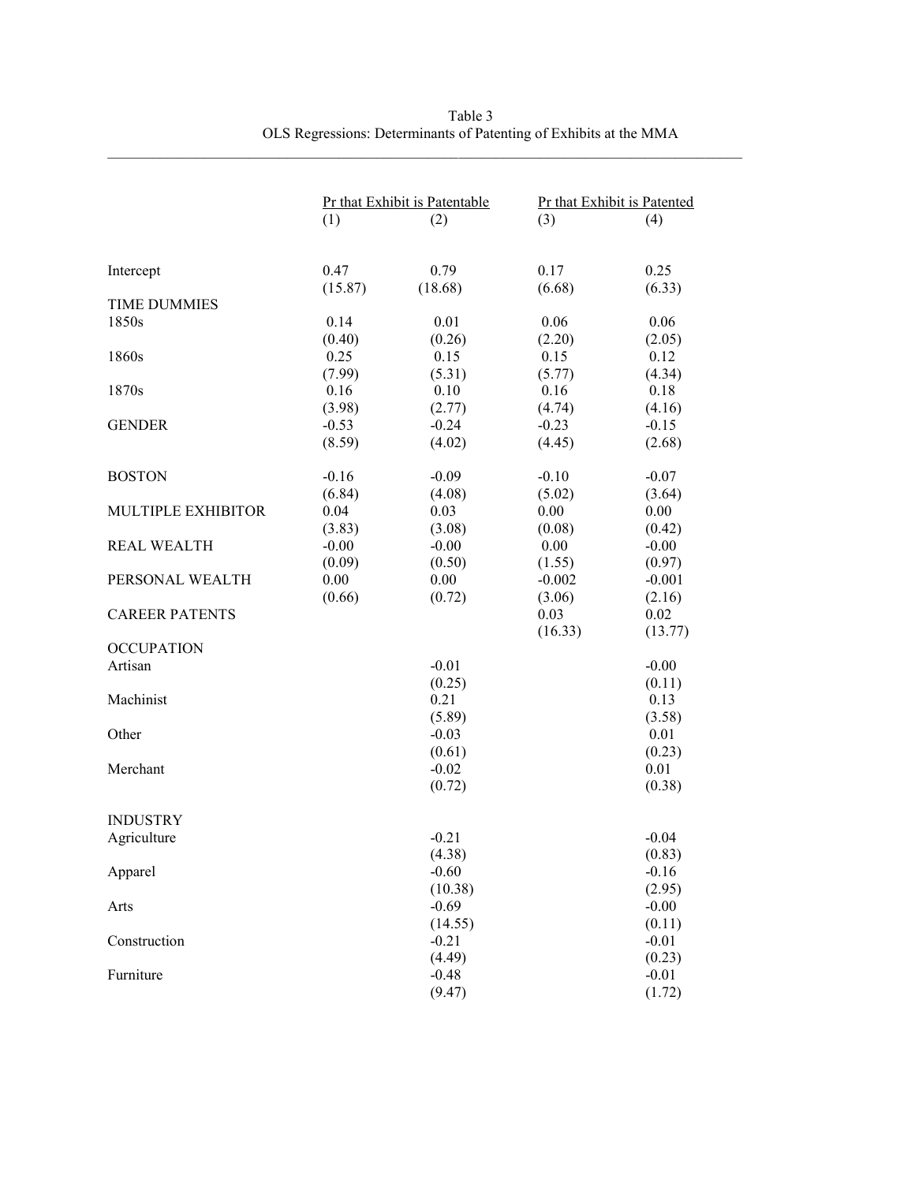Table 3
OLS Regressions: Determinants of Patenting of Exhibits at the MMA

| | Pr that Exhibit is Patentable | | Pr that Exhibit is Patented | |
|---|---|---|---|---|
| | (1) | (2) | (3) | (4) |
| Intercept | 0.47 | 0.79 | 0.17 | 0.25 |
| | (15.87) | (18.68) | (6.68) | (6.33) |
| TIME DUMMIES | | | | |
| 1850s | 0.14 | 0.01 | 0.06 | 0.06 |
| | (0.40) | (0.26) | (2.20) | (2.05) |
| 1860s | 0.25 | 0.15 | 0.15 | 0.12 |
| | (7.99) | (5.31) | (5.77) | (4.34) |
| 1870s | 0.16 | 0.10 | 0.16 | 0.18 |
| | (3.98) | (2.77) | (4.74) | (4.16) |
| GENDER | -0.53 | -0.24 | -0.23 | -0.15 |
| | (8.59) | (4.02) | (4.45) | (2.68) |
| BOSTON | -0.16 | -0.09 | -0.10 | -0.07 |
| | (6.84) | (4.08) | (5.02) | (3.64) |
| MULTIPLE EXHIBITOR | 0.04 | 0.03 | 0.00 | 0.00 |
| | (3.83) | (3.08) | (0.08) | (0.42) |
| REAL WEALTH | -0.00 | -0.00 | 0.00 | -0.00 |
| | (0.09) | (0.50) | (1.55) | (0.97) |
| PERSONAL WEALTH | 0.00 | 0.00 | -0.002 | -0.001 |
| | (0.66) | (0.72) | (3.06) | (2.16) |
| CAREER PATENTS | | | 0.03 | 0.02 |
| | | | (16.33) | (13.77) |
| OCCUPATION | | | | |
| Artisan | | -0.01 | | -0.00 |
| | | (0.25) | | (0.11) |
| Machinist | | 0.21 | | 0.13 |
| | | (5.89) | | (3.58) |
| Other | | -0.03 | | 0.01 |
| | | (0.61) | | (0.23) |
| Merchant | | -0.02 | | 0.01 |
| | | (0.72) | | (0.38) |
| INDUSTRY | | | | |
| Agriculture | | -0.21 | | -0.04 |
| | | (4.38) | | (0.83) |
| Apparel | | -0.60 | | -0.16 |
| | | (10.38) | | (2.95) |
| Arts | | -0.69 | | -0.00 |
| | | (14.55) | | (0.11) |
| Construction | | -0.21 | | -0.01 |
| | | (4.49) | | (0.23) |
| Furniture | | -0.48 | | -0.01 |
| | | (9.47) | | (1.72) |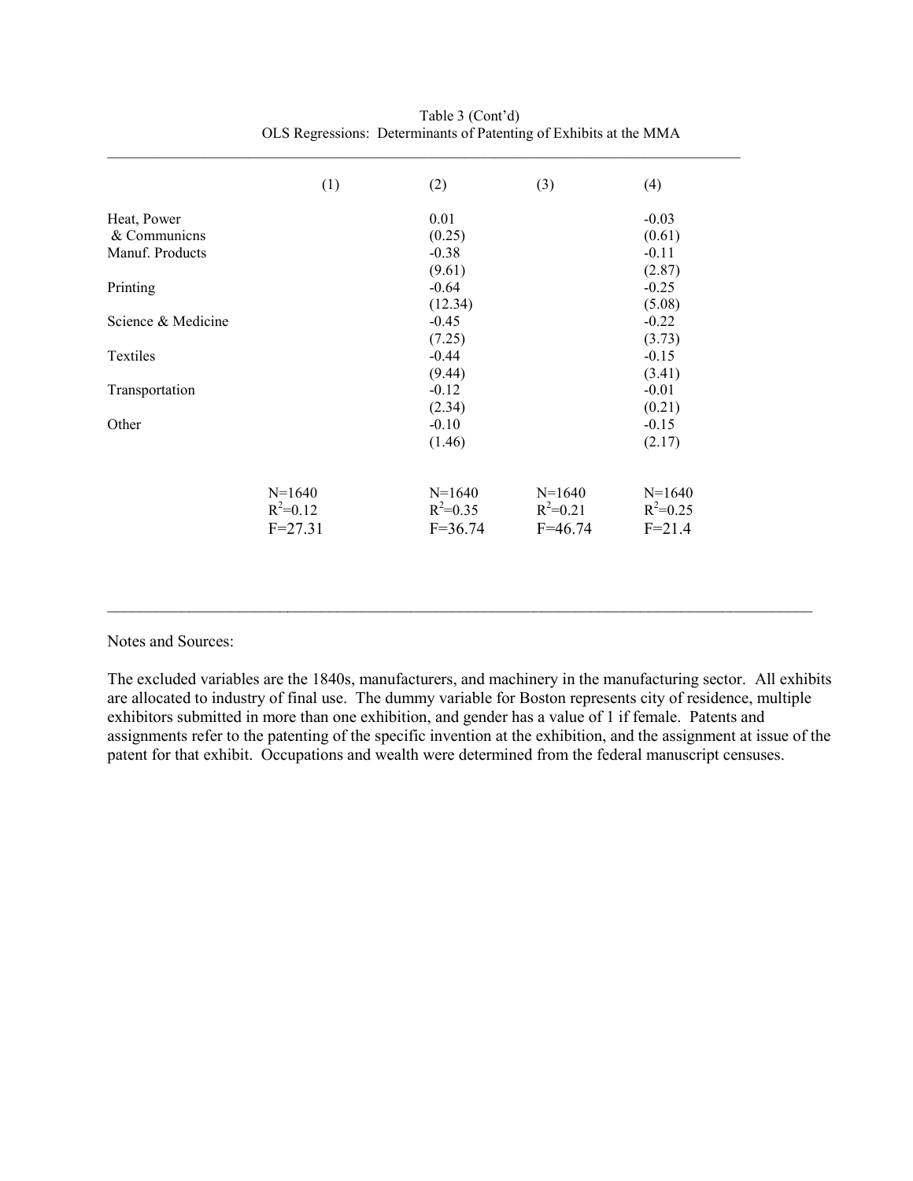Table 3 (Cont'd)
OLS Regressions: Determinants of Patenting of Exhibits at the MMA

| | (1) | (2) | (3) | (4) |
|---|---|---|---|---|
| Heat, Power & Communicns | | 0.01 | | -0.03 |
| | | (0.25) | | (0.61) |
| Manuf. Products | | -0.38 | | -0.11 |
| | | (9.61) | | (2.87) |
| Printing | | -0.64 | | -0.25 |
| | | (12.34) | | (5.08) |
| Science & Medicine | | -0.45 | | -0.22 |
| | | (7.25) | | (3.73) |
| Textiles | | -0.44 | | -0.15 |
| | | (9.44) | | (3.41) |
| Transportation | | -0.12 | | -0.01 |
| | | (2.34) | | (0.21) |
| Other | | -0.10 | | -0.15 |
| | | (1.46) | | (2.17) |
| | N=1640 | N=1640 | N=1640 | N=1640 |
| | $R^2$=0.12 | $R^2$=0.35 | $R^2$=0.21 | $R^2$=0.25 |
| | F=27.31 | F=36.74 | F=46.74 | F=21.4 |

Notes and Sources:

The excluded variables are the 1840s, manufacturers, and machinery in the manufacturing sector. All exhibits are allocated to industry of final use. The dummy variable for Boston represents city of residence, multiple exhibitors submitted in more than one exhibition, and gender has a value of 1 if female. Patents and assignments refer to the patenting of the specific invention at the exhibition, and the assignment at issue of the patent for that exhibit. Occupations and wealth were determined from the federal manuscript censuses.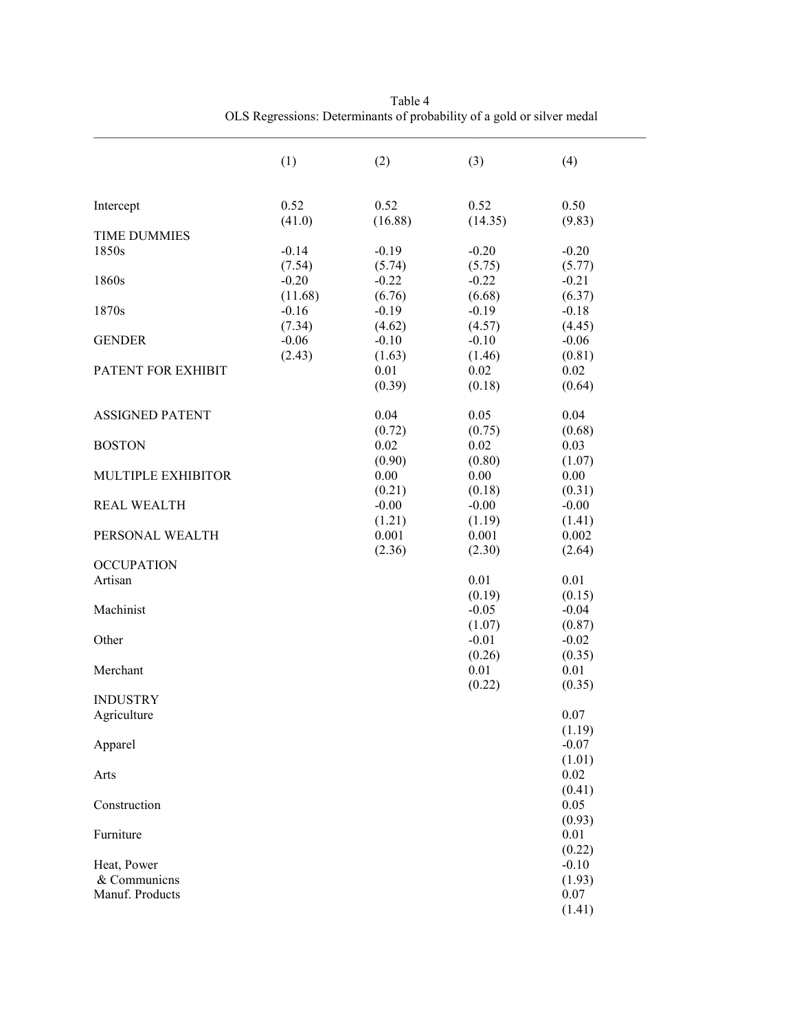Table 4
OLS Regressions: Determinants of probability of a gold or silver medal

| | (1) | (2) | (3) | (4) |
|---|---|---|---|---|
| Intercept | 0.52 | 0.52 | 0.52 | 0.50 |
| | (41.0) | (16.88) | (14.35) | (9.83) |
| TIME DUMMIES | | | | |
| 1850s | -0.14 | -0.19 | -0.20 | -0.20 |
| | (7.54) | (5.74) | (5.75) | (5.77) |
| 1860s | -0.20 | -0.22 | -0.22 | -0.21 |
| | (11.68) | (6.76) | (6.68) | (6.37) |
| 1870s | -0.16 | -0.19 | -0.19 | -0.18 |
| | (7.34) | (4.62) | (4.57) | (4.45) |
| GENDER | -0.06 | -0.10 | -0.10 | -0.06 |
| | (2.43) | (1.63) | (1.46) | (0.81) |
| PATENT FOR EXHIBIT | | 0.01 | 0.02 | 0.02 |
| | | (0.39) | (0.18) | (0.64) |
| ASSIGNED PATENT | | 0.04 | 0.05 | 0.04 |
| | | (0.72) | (0.75) | (0.68) |
| BOSTON | | 0.02 | 0.02 | 0.03 |
| | | (0.90) | (0.80) | (1.07) |
| MULTIPLE EXHIBITOR | | 0.00 | 0.00 | 0.00 |
| | | (0.21) | (0.18) | (0.31) |
| REAL WEALTH | | -0.00 | -0.00 | -0.00 |
| | | (1.21) | (1.19) | (1.41) |
| PERSONAL WEALTH | | 0.001 | 0.001 | 0.002 |
| | | (2.36) | (2.30) | (2.64) |
| OCCUPATION | | | | |
| Artisan | | | 0.01 | 0.01 |
| | | | (0.19) | (0.15) |
| Machinist | | | -0.05 | -0.04 |
| | | | (1.07) | (0.87) |
| Other | | | -0.01 | -0.02 |
| | | | (0.26) | (0.35) |
| Merchant | | | 0.01 | 0.01 |
| | | | (0.22) | (0.35) |
| INDUSTRY | | | | |
| Agriculture | | | | 0.07 |
| | | | | (1.19) |
| Apparel | | | | -0.07 |
| | | | | (1.01) |
| Arts | | | | 0.02 |
| | | | | (0.41) |
| Construction | | | | 0.05 |
| | | | | (0.93) |
| Furniture | | | | 0.01 |
| | | | | (0.22) |
| Heat, Power & Communicns | | | | -0.10 |
| | | | | (1.93) |
| Manuf. Products | | | | 0.07 |
| | | | | (1.41) |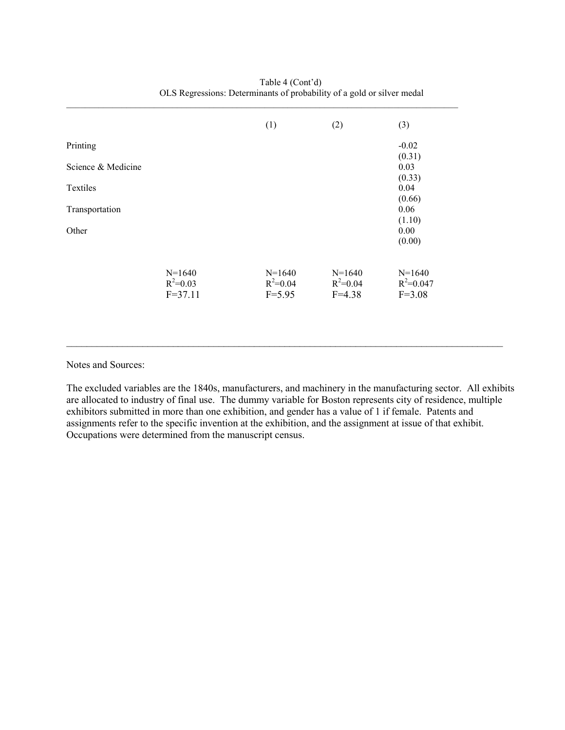Table 4 (Cont'd)
OLS Regressions: Determinants of probability of a gold or silver medal

| | | (1) | (2) | (3) |
|---|---|---|---|---|
| Printing | | | | -0.02 |
| | | | | (0.31) |
| Science & Medicine | | | | 0.03 |
| | | | | (0.33) |
| Textiles | | | | 0.04 |
| | | | | (0.66) |
| Transportation | | | | 0.06 |
| | | | | (1.10) |
| Other | | | | 0.00 |
| | | | | (0.00) |
| | N=1640 | N=1640 | N=1640 | N=1640 |
| | $R^2$=0.03 | $R^2$=0.04 | $R^2$=0.04 | $R^2$=0.047 |
| | F=37.11 | F=5.95 | F=4.38 | F=3.08 |

Notes and Sources:

The excluded variables are the 1840s, manufacturers, and machinery in the manufacturing sector. All exhibits are allocated to industry of final use. The dummy variable for Boston represents city of residence, multiple exhibitors submitted in more than one exhibition, and gender has a value of 1 if female. Patents and assignments refer to the specific invention at the exhibition, and the assignment at issue of that exhibit. Occupations were determined from the manuscript census.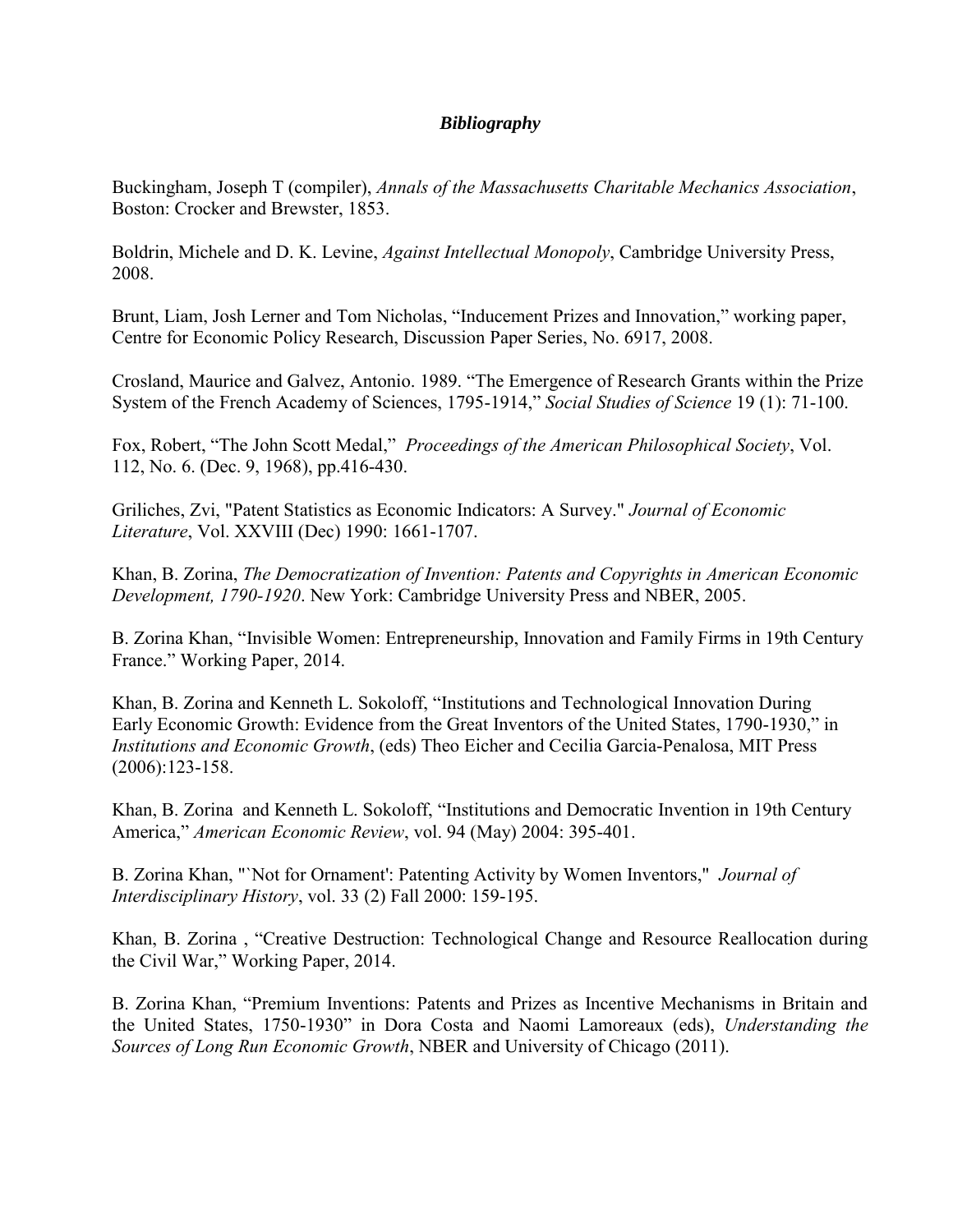### ***Bibliography***

Buckingham, Joseph T (compiler), *Annals of the Massachusetts Charitable Mechanics Association*, Boston: Crocker and Brewster, 1853.

Boldrin, Michele and D. K. Levine, *Against Intellectual Monopoly*, Cambridge University Press, 2008.

Brunt, Liam, Josh Lerner and Tom Nicholas, "Inducement Prizes and Innovation," working paper, Centre for Economic Policy Research, Discussion Paper Series, No. 6917, 2008.

Crosland, Maurice and Galvez, Antonio. 1989. "The Emergence of Research Grants within the Prize System of the French Academy of Sciences, 1795-1914," *Social Studies of Science* 19 (1): 71-100.

Fox, Robert, "The John Scott Medal," *Proceedings of the American Philosophical Society*, Vol. 112, No. 6. (Dec. 9, 1968), pp.416-430.

Griliches, Zvi, "Patent Statistics as Economic Indicators: A Survey." *Journal of Economic Literature*, Vol. XXVIII (Dec) 1990: 1661-1707.

Khan, B. Zorina, *The Democratization of Invention: Patents and Copyrights in American Economic Development, 1790-1920*. New York: Cambridge University Press and NBER, 2005.

B. Zorina Khan, "Invisible Women: Entrepreneurship, Innovation and Family Firms in 19th Century France." Working Paper, 2014.

Khan, B. Zorina and Kenneth L. Sokoloff, "Institutions and Technological Innovation During Early Economic Growth: Evidence from the Great Inventors of the United States, 1790-1930," in *Institutions and Economic Growth*, (eds) Theo Eicher and Cecilia Garcia-Penalosa, MIT Press (2006):123-158.

Khan, B. Zorina and Kenneth L. Sokoloff, "Institutions and Democratic Invention in 19th Century America," *American Economic Review*, vol. 94 (May) 2004: 395-401.

B. Zorina Khan, "`Not for Ornament': Patenting Activity by Women Inventors," *Journal of Interdisciplinary History*, vol. 33 (2) Fall 2000: 159-195.

Khan, B. Zorina , "Creative Destruction: Technological Change and Resource Reallocation during the Civil War," Working Paper, 2014.

B. Zorina Khan, "Premium Inventions: Patents and Prizes as Incentive Mechanisms in Britain and the United States, 1750-1930" in Dora Costa and Naomi Lamoreaux (eds), *Understanding the Sources of Long Run Economic Growth*, NBER and University of Chicago (2011).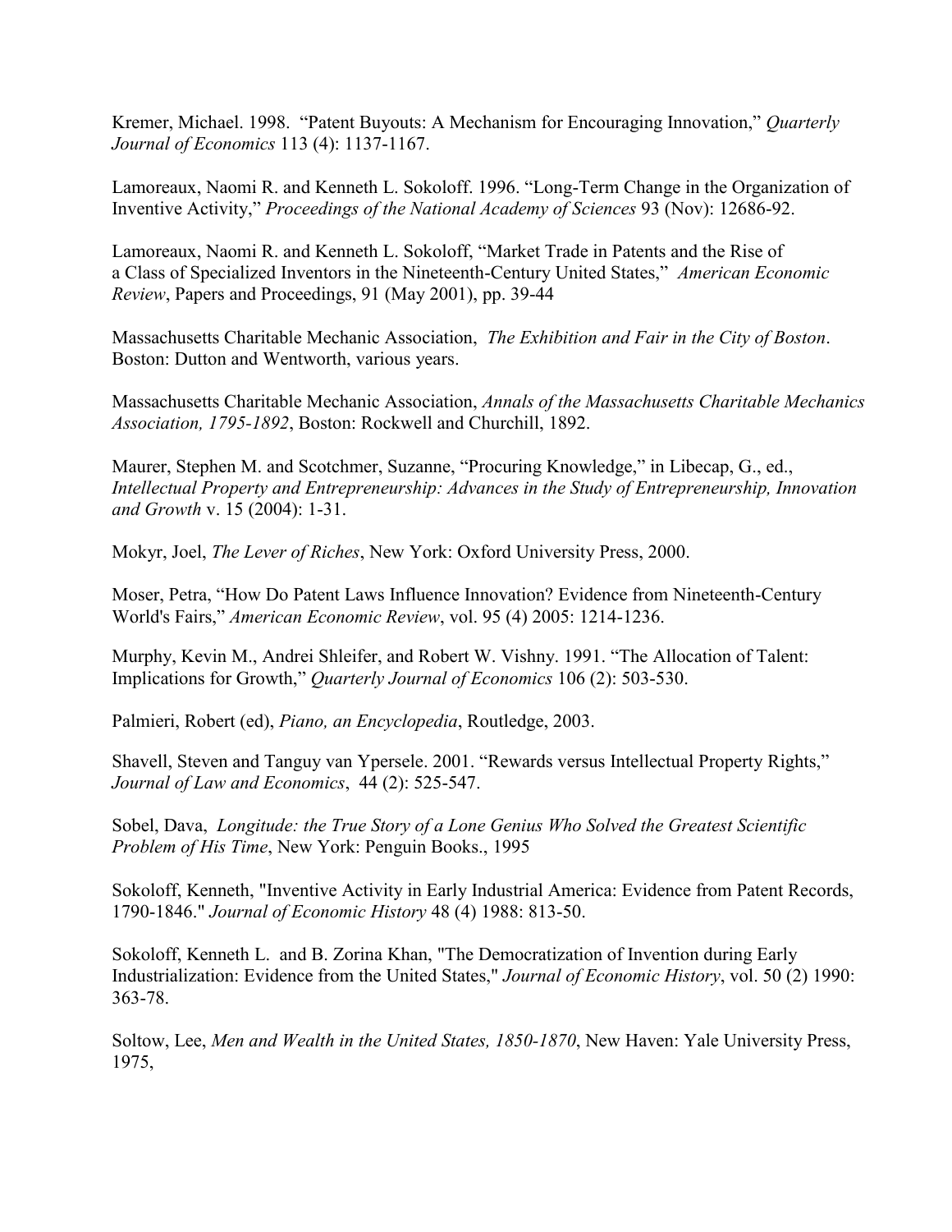Kremer, Michael. 1998. "Patent Buyouts: A Mechanism for Encouraging Innovation," *Quarterly Journal of Economics* 113 (4): 1137-1167.

Lamoreaux, Naomi R. and Kenneth L. Sokoloff. 1996. "Long-Term Change in the Organization of Inventive Activity," *Proceedings of the National Academy of Sciences* 93 (Nov): 12686-92.

Lamoreaux, Naomi R. and Kenneth L. Sokoloff, "Market Trade in Patents and the Rise of a Class of Specialized Inventors in the Nineteenth-Century United States," *American Economic Review*, Papers and Proceedings, 91 (May 2001), pp. 39-44

Massachusetts Charitable Mechanic Association, *The Exhibition and Fair in the City of Boston*. Boston: Dutton and Wentworth, various years.

Massachusetts Charitable Mechanic Association, *Annals of the Massachusetts Charitable Mechanics Association, 1795-1892*, Boston: Rockwell and Churchill, 1892.

Maurer, Stephen M. and Scotchmer, Suzanne, "Procuring Knowledge," in Libecap, G., ed., *Intellectual Property and Entrepreneurship: Advances in the Study of Entrepreneurship, Innovation and Growth* v. 15 (2004): 1-31.

Mokyr, Joel, *The Lever of Riches*, New York: Oxford University Press, 2000.

Moser, Petra, "How Do Patent Laws Influence Innovation? Evidence from Nineteenth-Century World's Fairs," *American Economic Review*, vol. 95 (4) 2005: 1214-1236.

Murphy, Kevin M., Andrei Shleifer, and Robert W. Vishny. 1991. "The Allocation of Talent: Implications for Growth," *Quarterly Journal of Economics* 106 (2): 503-530.

Palmieri, Robert (ed), *Piano, an Encyclopedia*, Routledge, 2003.

Shavell, Steven and Tanguy van Ypersele. 2001. "Rewards versus Intellectual Property Rights," *Journal of Law and Economics*, 44 (2): 525-547.

Sobel, Dava, *Longitude: the True Story of a Lone Genius Who Solved the Greatest Scientific Problem of His Time*, New York: Penguin Books., 1995

Sokoloff, Kenneth, "Inventive Activity in Early Industrial America: Evidence from Patent Records, 1790-1846." *Journal of Economic History* 48 (4) 1988: 813-50.

Sokoloff, Kenneth L. and B. Zorina Khan, "The Democratization of Invention during Early Industrialization: Evidence from the United States," *Journal of Economic History*, vol. 50 (2) 1990: 363-78.

Soltow, Lee, *Men and Wealth in the United States, 1850-1870*, New Haven: Yale University Press, 1975,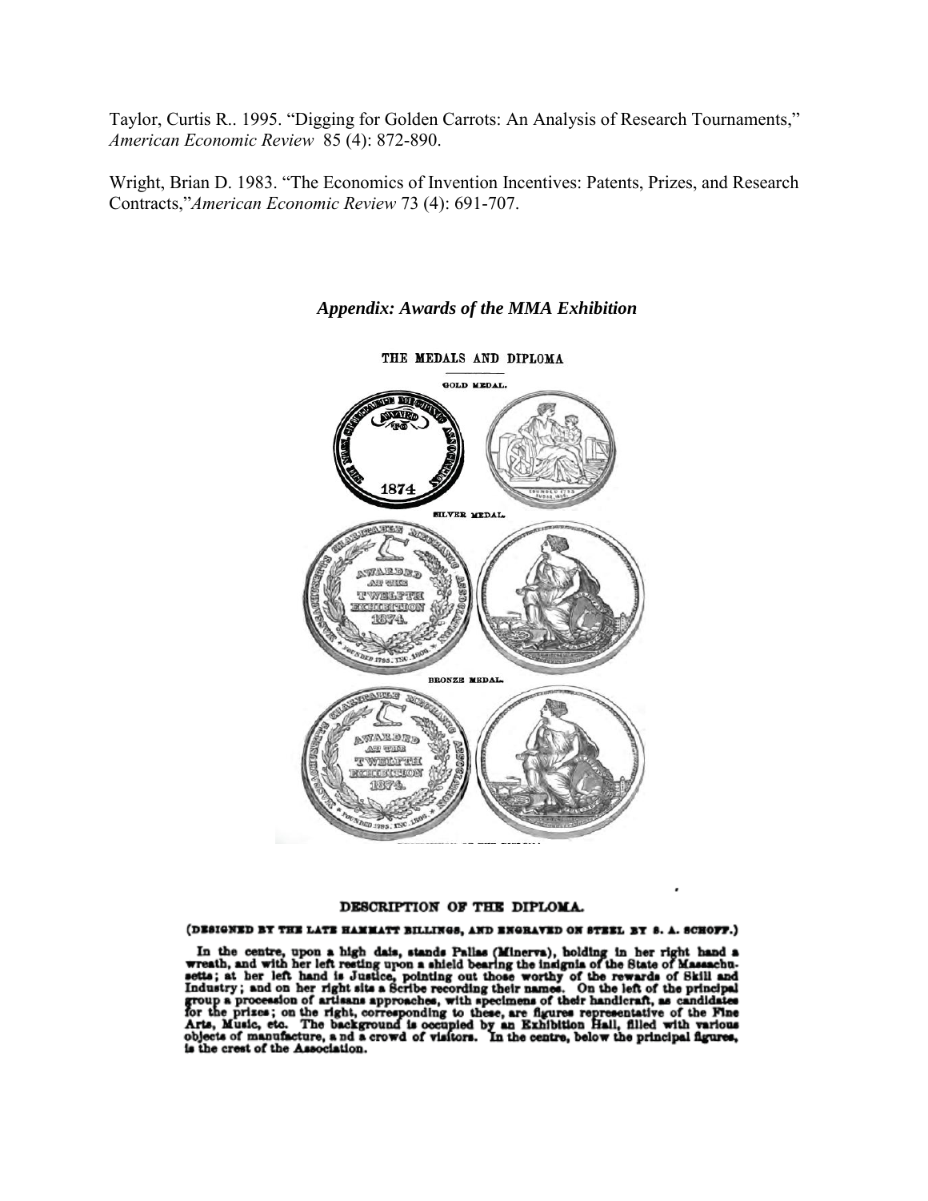Taylor, Curtis R.. 1995. "Digging for Golden Carrots: An Analysis of Research Tournaments," *American Economic Review* 85 (4): 872-890.

Wright, Brian D. 1983. "The Economics of Invention Incentives: Patents, Prizes, and Research Contracts,"*American Economic Review* 73 (4): 691-707.

### *Appendix: Awards of the MMA Exhibition*

THE MEDALS AND DIPLOMA

GOLD MEDAL.

SILVER MEDAL.

BRONZE MEDAL.

DESCRIPTION OF THE DIPLOMA.

(DESIGNED BY THE LATE HAMMATT BILLINGS, AND ENGRAVED ON STEEL BY S. A. SCHOFF.)

In the centre, upon a high dais, stands Pallas (Minerva), holding in her right hand a wreath, and with her left resting upon a shield bearing the insignia of the State of Massachusetts; at her left hand is Justice, pointing out those worthy of the rewards of Skill and Industry; and on her right sits a Scribe recording their names. On the left of the principal group a procession of artisans approaches, with specimens of their handicraft, as candidates for the prizes; on the right, corresponding to these, are figures representative of the Fine Arts, Music, etc. The background is occupied by an Exhibition Hall, filled with various objects of manufacture, and a crowd of visitors. In the centre, below the principal figures, is the crest of the Association.